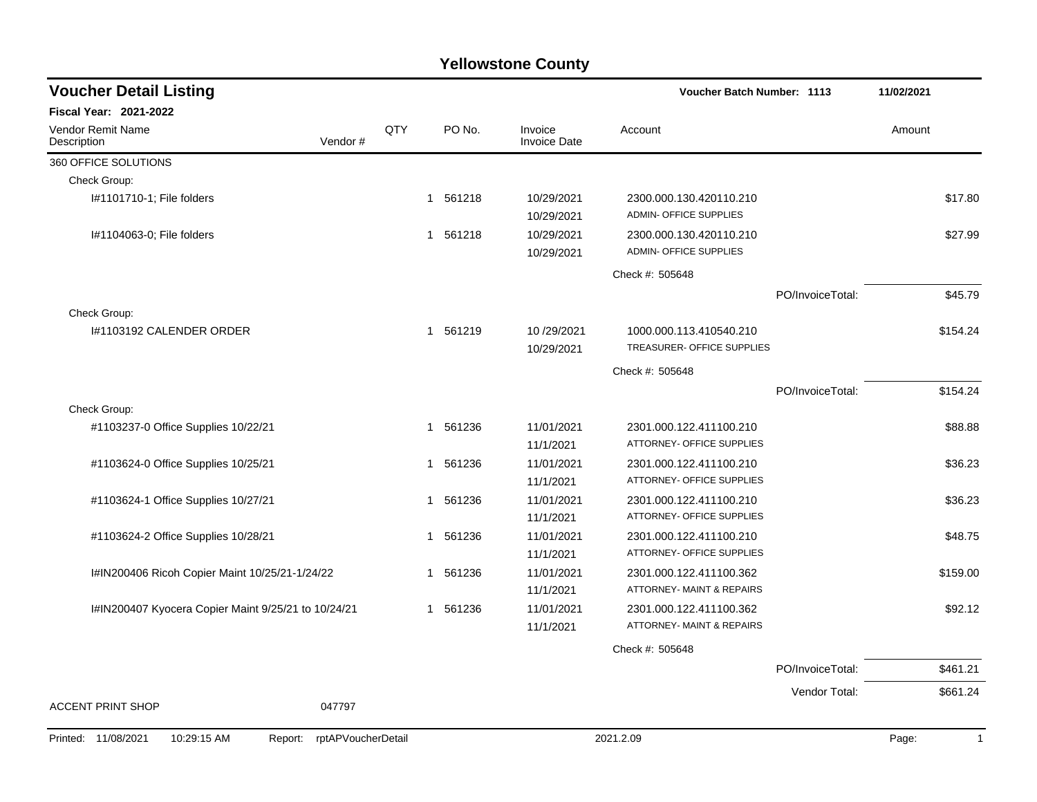# Yellowstone County

## Voucher Detail Listing

**Voucher Batch Number: 1113** 11/02/2021

**Fiscal Year: 2021-2022**

| Vendor Remit Name / Description | Vendor # | QTY | PO No. | Invoice / Invoice Date | Account | Amount |
|---|---|---|---|---|---|---|
| 360 OFFICE SOLUTIONS | | | | | | |
| Check Group: | | | | | | |
| I#1101710-1; File folders | | 1 | 561218 | 10/29/2021<br>10/29/2021 | 2300.000.130.420110.210<br>ADMIN- OFFICE SUPPLIES | $17.80 |
| I#1104063-0; File folders | | 1 | 561218 | 10/29/2021<br>10/29/2021 | 2300.000.130.420110.210<br>ADMIN- OFFICE SUPPLIES | $27.99 |
| | | | | | Check #: 505648 | |
| | | | | | PO/InvoiceTotal: | $45.79 |
| Check Group: | | | | | | |
| I#1103192 CALENDER ORDER | | 1 | 561219 | 10 /29/2021<br>10/29/2021 | 1000.000.113.410540.210<br>TREASURER- OFFICE SUPPLIES | $154.24 |
| | | | | | Check #: 505648 | |
| | | | | | PO/InvoiceTotal: | $154.24 |
| Check Group: | | | | | | |
| #1103237-0 Office Supplies 10/22/21 | | 1 | 561236 | 11/01/2021<br>11/1/2021 | 2301.000.122.411100.210<br>ATTORNEY- OFFICE SUPPLIES | $88.88 |
| #1103624-0 Office Supplies 10/25/21 | | 1 | 561236 | 11/01/2021<br>11/1/2021 | 2301.000.122.411100.210<br>ATTORNEY- OFFICE SUPPLIES | $36.23 |
| #1103624-1 Office Supplies 10/27/21 | | 1 | 561236 | 11/01/2021<br>11/1/2021 | 2301.000.122.411100.210<br>ATTORNEY- OFFICE SUPPLIES | $36.23 |
| #1103624-2 Office Supplies 10/28/21 | | 1 | 561236 | 11/01/2021<br>11/1/2021 | 2301.000.122.411100.210<br>ATTORNEY- OFFICE SUPPLIES | $48.75 |
| I#IN200406 Ricoh Copier Maint 10/25/21-1/24/22 | | 1 | 561236 | 11/01/2021<br>11/1/2021 | 2301.000.122.411100.362<br>ATTORNEY- MAINT & REPAIRS | $159.00 |
| I#IN200407 Kyocera Copier Maint 9/25/21 to 10/24/21 | | 1 | 561236 | 11/01/2021<br>11/1/2021 | 2301.000.122.411100.362<br>ATTORNEY- MAINT & REPAIRS | $92.12 |
| | | | | | Check #: 505648 | |
| | | | | | PO/InvoiceTotal: | $461.21 |
| | | | | | Vendor Total: | $661.24 |
| ACCENT PRINT SHOP | 047797 | | | | | |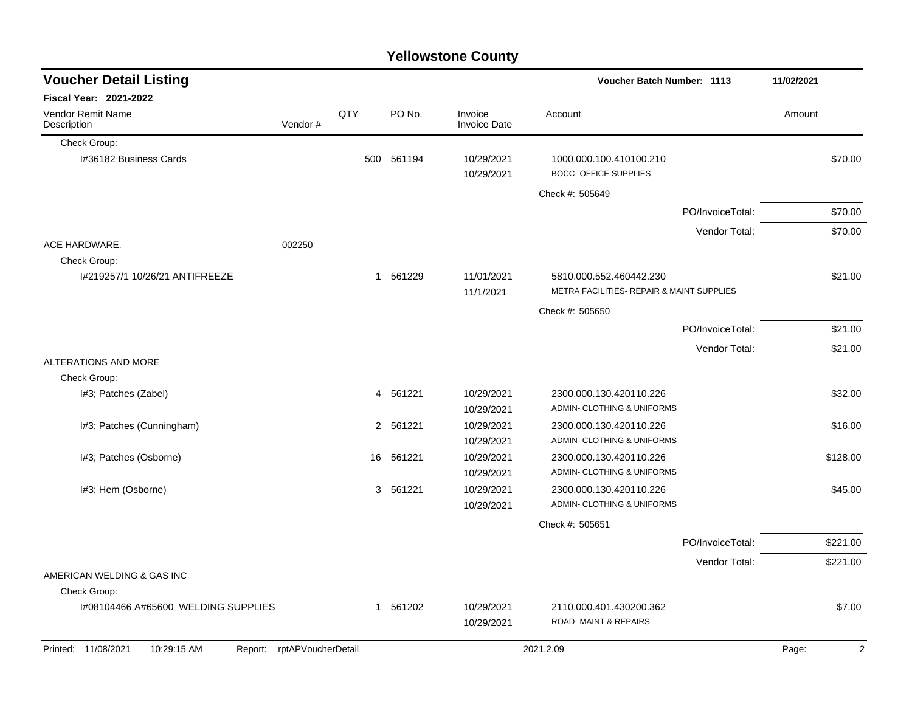# Yellowstone County

## Voucher Detail Listing

**Voucher Batch Number: 1113** — 11/02/2021

**Fiscal Year: 2021-2022**

| Vendor Remit Name / Description | Vendor # | QTY | PO No. | Invoice / Invoice Date | Account | Amount |
|---|---|---|---|---|---|---|
| Check Group: | | | | | | |
| I#36182 Business Cards | | 500 | 561194 | 10/29/2021<br>10/29/2021 | 1000.000.100.410100.210<br>BOCC- OFFICE SUPPLIES | $70.00 |
| | | | | | Check #: 505649 | |
| | | | | | PO/InvoiceTotal: | $70.00 |
| | | | | | Vendor Total: | $70.00 |
| ACE HARDWARE. | 002250 | | | | | |
| Check Group: | | | | | | |
| I#219257/1 10/26/21 ANTIFREEZE | | 1 | 561229 | 11/01/2021<br>11/1/2021 | 5810.000.552.460442.230<br>METRA FACILITIES- REPAIR & MAINT SUPPLIES | $21.00 |
| | | | | | Check #: 505650 | |
| | | | | | PO/InvoiceTotal: | $21.00 |
| | | | | | Vendor Total: | $21.00 |
| ALTERATIONS AND MORE | | | | | | |
| Check Group: | | | | | | |
| I#3; Patches (Zabel) | | 4 | 561221 | 10/29/2021<br>10/29/2021 | 2300.000.130.420110.226<br>ADMIN- CLOTHING & UNIFORMS | $32.00 |
| I#3; Patches (Cunningham) | | 2 | 561221 | 10/29/2021<br>10/29/2021 | 2300.000.130.420110.226<br>ADMIN- CLOTHING & UNIFORMS | $16.00 |
| I#3; Patches (Osborne) | | 16 | 561221 | 10/29/2021<br>10/29/2021 | 2300.000.130.420110.226<br>ADMIN- CLOTHING & UNIFORMS | $128.00 |
| I#3; Hem (Osborne) | | 3 | 561221 | 10/29/2021<br>10/29/2021 | 2300.000.130.420110.226<br>ADMIN- CLOTHING & UNIFORMS | $45.00 |
| | | | | | Check #: 505651 | |
| | | | | | PO/InvoiceTotal: | $221.00 |
| | | | | | Vendor Total: | $221.00 |
| AMERICAN WELDING & GAS INC | | | | | | |
| Check Group: | | | | | | |
| I#08104466 A#65600 WELDING SUPPLIES | | 1 | 561202 | 10/29/2021<br>10/29/2021 | 2110.000.401.430200.362<br>ROAD- MAINT & REPAIRS | $7.00 |

Printed: 11/08/2021 10:29:15 AM Report: rptAPVoucherDetail 2021.2.09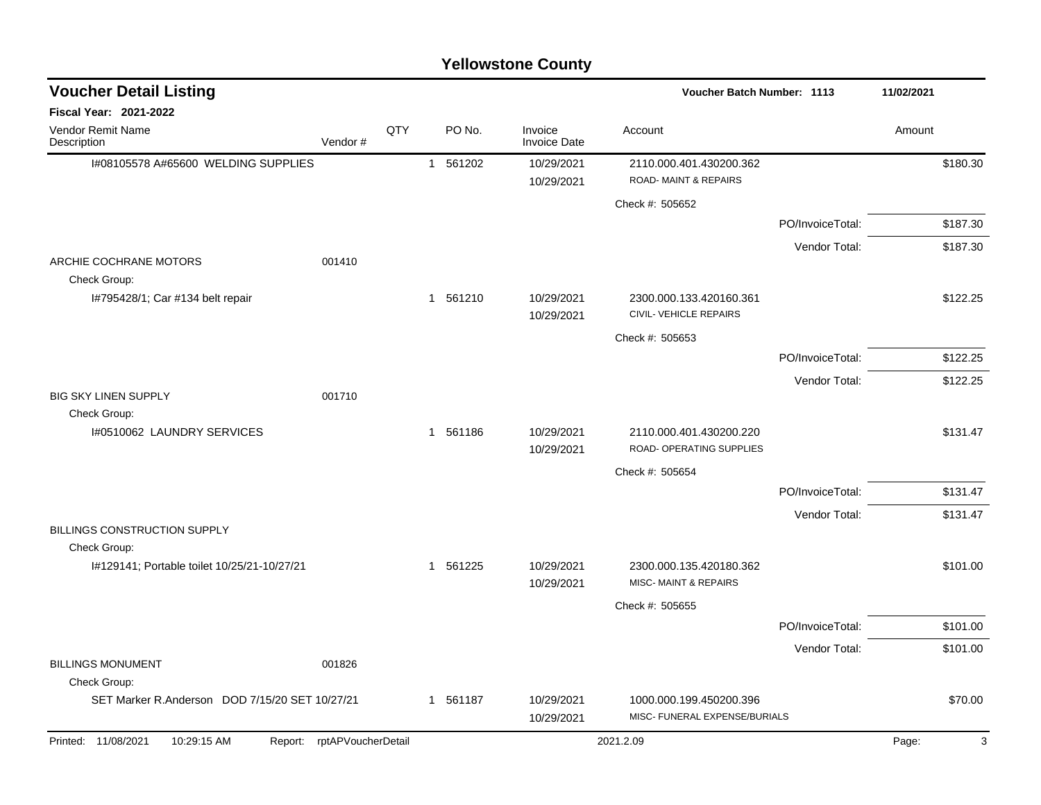# Yellowstone County

## Voucher Detail Listing

Voucher Batch Number: 1113 — 11/02/2021

**Fiscal Year: 2021-2022**

| Vendor Remit Name / Description | Vendor # | QTY | PO No. | Invoice / Invoice Date | Account | Amount |
|---|---|---|---|---|---|---|
| I#08105578 A#65600 WELDING SUPPLIES | | 1 | 561202 | 10/29/2021 / 10/29/2021 | 2110.000.401.430200.362 ROAD- MAINT & REPAIRS | $180.30 |
| | | | | | Check #: 505652 | |
| | | | | | PO/InvoiceTotal: | $187.30 |
| | | | | | Vendor Total: | $187.30 |
| ARCHIE COCHRANE MOTORS | 001410 | | | | | |
| Check Group: | | | | | | |
| I#795428/1; Car #134 belt repair | | 1 | 561210 | 10/29/2021 / 10/29/2021 | 2300.000.133.420160.361 CIVIL- VEHICLE REPAIRS | $122.25 |
| | | | | | Check #: 505653 | |
| | | | | | PO/InvoiceTotal: | $122.25 |
| | | | | | Vendor Total: | $122.25 |
| BIG SKY LINEN SUPPLY | 001710 | | | | | |
| Check Group: | | | | | | |
| I#0510062 LAUNDRY SERVICES | | 1 | 561186 | 10/29/2021 / 10/29/2021 | 2110.000.401.430200.220 ROAD- OPERATING SUPPLIES | $131.47 |
| | | | | | Check #: 505654 | |
| | | | | | PO/InvoiceTotal: | $131.47 |
| | | | | | Vendor Total: | $131.47 |
| BILLINGS CONSTRUCTION SUPPLY | | | | | | |
| Check Group: | | | | | | |
| I#129141; Portable toilet 10/25/21-10/27/21 | | 1 | 561225 | 10/29/2021 / 10/29/2021 | 2300.000.135.420180.362 MISC- MAINT & REPAIRS | $101.00 |
| | | | | | Check #: 505655 | |
| | | | | | PO/InvoiceTotal: | $101.00 |
| | | | | | Vendor Total: | $101.00 |
| BILLINGS MONUMENT | 001826 | | | | | |
| Check Group: | | | | | | |
| SET Marker R.Anderson DOD 7/15/20 SET 10/27/21 | | 1 | 561187 | 10/29/2021 / 10/29/2021 | 1000.000.199.450200.396 MISC- FUNERAL EXPENSE/BURIALS | $70.00 |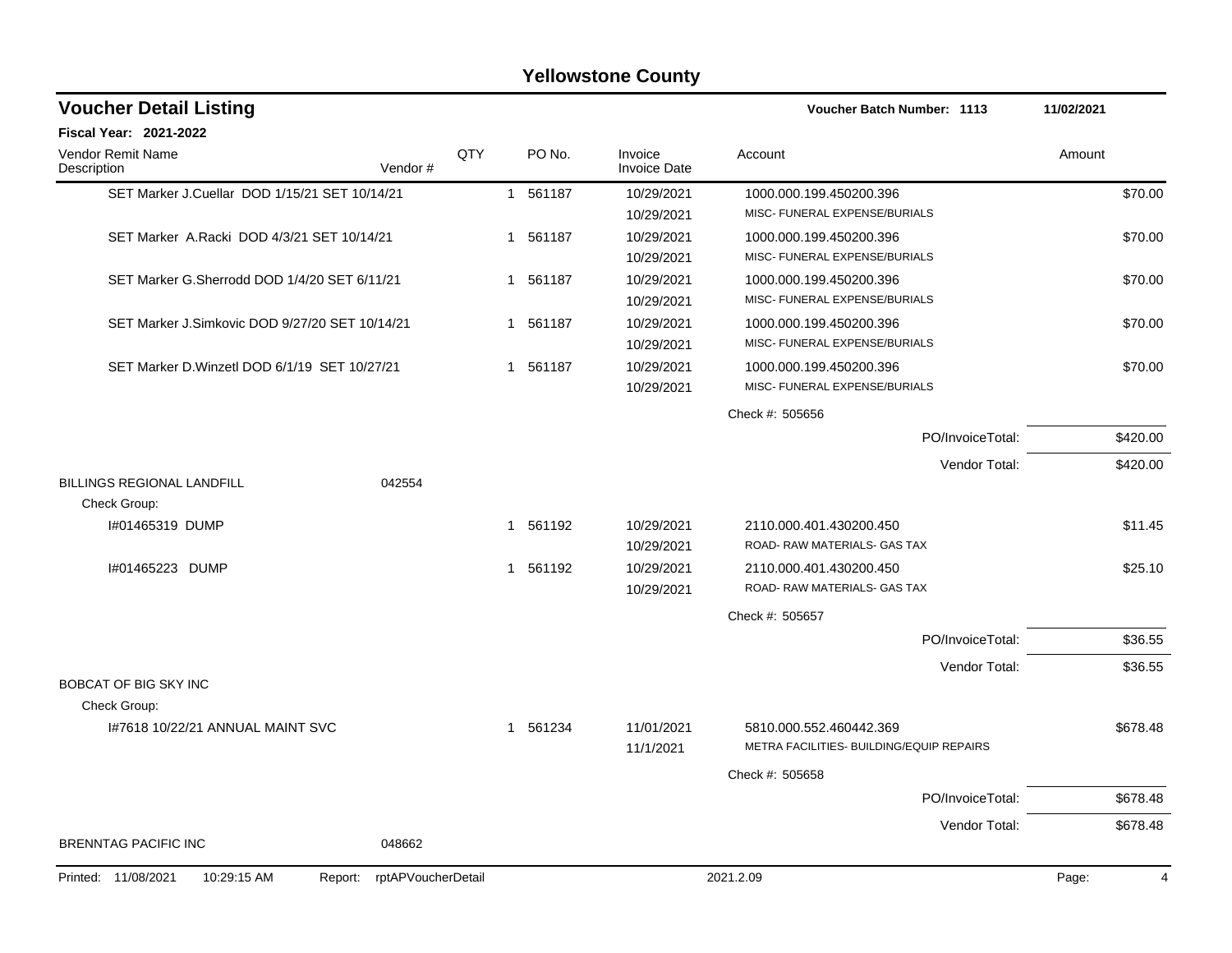# Yellowstone County

## Voucher Detail Listing

**Voucher Batch Number: 1113** — 11/02/2021

**Fiscal Year: 2021-2022**

| Vendor Remit Name / Description | Vendor # | QTY | PO No. | Invoice / Invoice Date | Account | Amount |
|---|---|---|---|---|---|---|
| SET Marker J.Cuellar DOD 1/15/21 SET 10/14/21 | | 1 | 561187 | 10/29/2021<br>10/29/2021 | 1000.000.199.450200.396<br>MISC- FUNERAL EXPENSE/BURIALS | $70.00 |
| SET Marker A.Racki DOD 4/3/21 SET 10/14/21 | | 1 | 561187 | 10/29/2021<br>10/29/2021 | 1000.000.199.450200.396<br>MISC- FUNERAL EXPENSE/BURIALS | $70.00 |
| SET Marker G.Sherrodd DOD 1/4/20 SET 6/11/21 | | 1 | 561187 | 10/29/2021<br>10/29/2021 | 1000.000.199.450200.396<br>MISC- FUNERAL EXPENSE/BURIALS | $70.00 |
| SET Marker J.Simkovic DOD 9/27/20 SET 10/14/21 | | 1 | 561187 | 10/29/2021<br>10/29/2021 | 1000.000.199.450200.396<br>MISC- FUNERAL EXPENSE/BURIALS | $70.00 |
| SET Marker D.Winzetl DOD 6/1/19 SET 10/27/21 | | 1 | 561187 | 10/29/2021<br>10/29/2021 | 1000.000.199.450200.396<br>MISC- FUNERAL EXPENSE/BURIALS | $70.00 |
| | | | | | Check #: 505656 | |
| | | | | | PO/InvoiceTotal: | $420.00 |
| | | | | | Vendor Total: | $420.00 |
| BILLINGS REGIONAL LANDFILL | 042554 | | | | | |
| Check Group: | | | | | | |
| I#01465319 DUMP | | 1 | 561192 | 10/29/2021<br>10/29/2021 | 2110.000.401.430200.450<br>ROAD- RAW MATERIALS- GAS TAX | $11.45 |
| I#01465223 DUMP | | 1 | 561192 | 10/29/2021<br>10/29/2021 | 2110.000.401.430200.450<br>ROAD- RAW MATERIALS- GAS TAX | $25.10 |
| | | | | | Check #: 505657 | |
| | | | | | PO/InvoiceTotal: | $36.55 |
| | | | | | Vendor Total: | $36.55 |
| BOBCAT OF BIG SKY INC | | | | | | |
| Check Group: | | | | | | |
| I#7618 10/22/21 ANNUAL MAINT SVC | | 1 | 561234 | 11/01/2021<br>11/1/2021 | 5810.000.552.460442.369<br>METRA FACILITIES- BUILDING/EQUIP REPAIRS | $678.48 |
| | | | | | Check #: 505658 | |
| | | | | | PO/InvoiceTotal: | $678.48 |
| | | | | | Vendor Total: | $678.48 |
| BRENNTAG PACIFIC INC | 048662 | | | | | |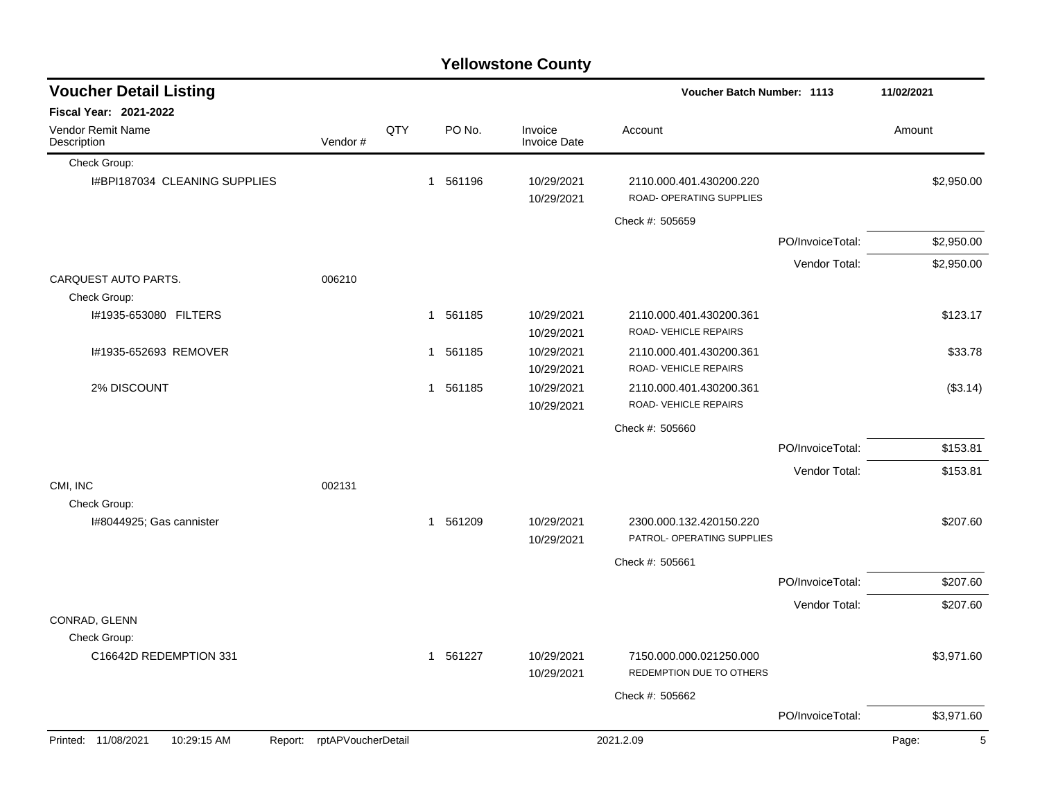# Yellowstone County

## Voucher Detail Listing

**Voucher Batch Number: 1113** — 11/02/2021

**Fiscal Year: 2021-2022**

| Vendor Remit Name / Description | Vendor # | QTY | PO No. | Invoice / Invoice Date | Account | | Amount |
|---|---|---|---|---|---|---|---|
| Check Group: | | | | | | | |
| I#BPI187034 CLEANING SUPPLIES | | 1 | 561196 | 10/29/2021 / 10/29/2021 | 2110.000.401.430200.220 ROAD- OPERATING SUPPLIES | | $2,950.00 |
| | | | | | Check #: 505659 | | |
| | | | | | | PO/InvoiceTotal: | $2,950.00 |
| | | | | | | Vendor Total: | $2,950.00 |
| CARQUEST AUTO PARTS. | 006210 | | | | | | |
| Check Group: | | | | | | | |
| I#1935-653080 FILTERS | | 1 | 561185 | 10/29/2021 / 10/29/2021 | 2110.000.401.430200.361 ROAD- VEHICLE REPAIRS | | $123.17 |
| I#1935-652693 REMOVER | | 1 | 561185 | 10/29/2021 / 10/29/2021 | 2110.000.401.430200.361 ROAD- VEHICLE REPAIRS | | $33.78 |
| 2% DISCOUNT | | 1 | 561185 | 10/29/2021 / 10/29/2021 | 2110.000.401.430200.361 ROAD- VEHICLE REPAIRS | | ($3.14) |
| | | | | | Check #: 505660 | | |
| | | | | | | PO/InvoiceTotal: | $153.81 |
| | | | | | | Vendor Total: | $153.81 |
| CMI, INC | 002131 | | | | | | |
| Check Group: | | | | | | | |
| I#8044925; Gas cannister | | 1 | 561209 | 10/29/2021 / 10/29/2021 | 2300.000.132.420150.220 PATROL- OPERATING SUPPLIES | | $207.60 |
| | | | | | Check #: 505661 | | |
| | | | | | | PO/InvoiceTotal: | $207.60 |
| | | | | | | Vendor Total: | $207.60 |
| CONRAD, GLENN | | | | | | | |
| Check Group: | | | | | | | |
| C16642D REDEMPTION 331 | | 1 | 561227 | 10/29/2021 / 10/29/2021 | 7150.000.000.021250.000 REDEMPTION DUE TO OTHERS | | $3,971.60 |
| | | | | | Check #: 505662 | | |
| | | | | | | PO/InvoiceTotal: | $3,971.60 |

Printed: 11/08/2021 10:29:15 AM Report: rptAPVoucherDetail 2021.2.09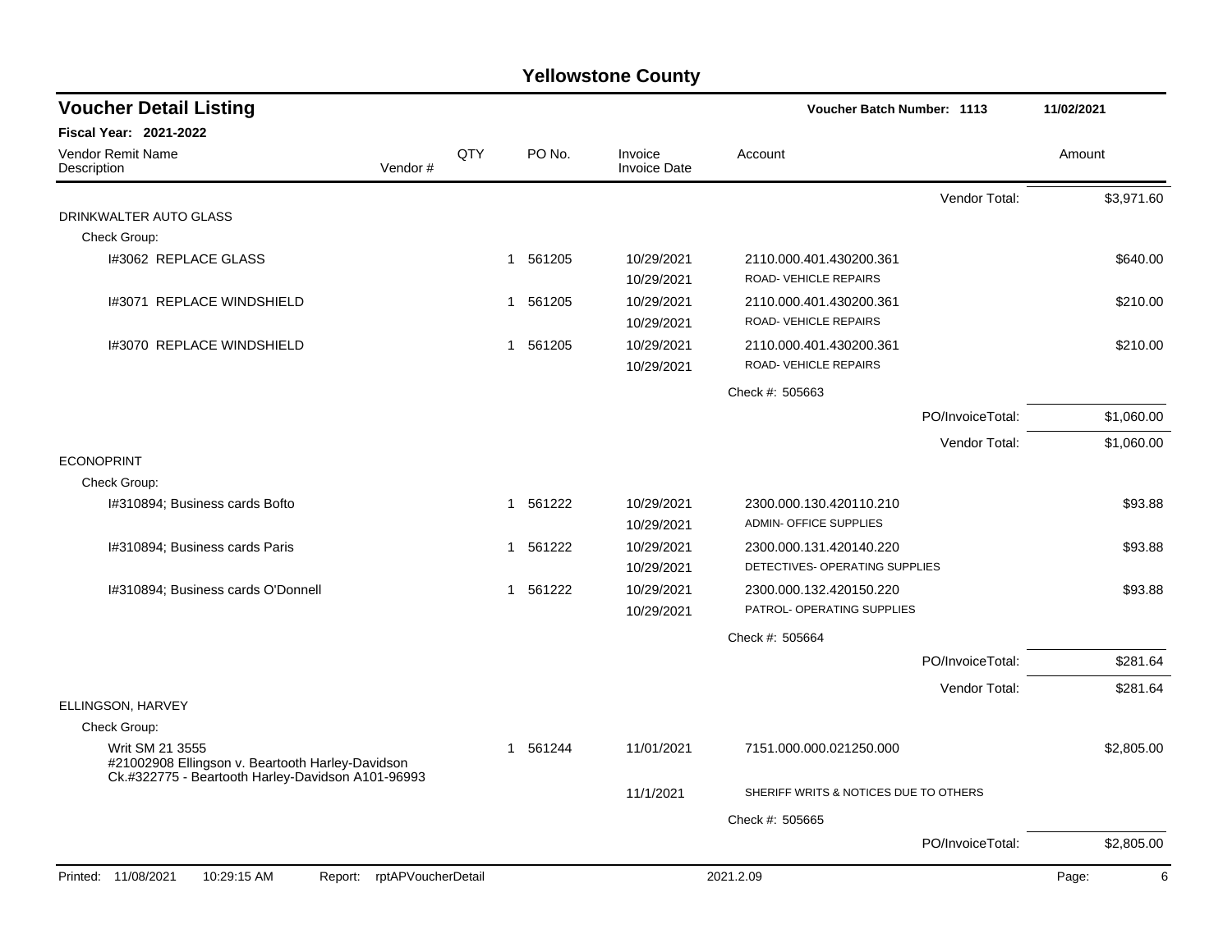## Yellowstone County

### Voucher Detail Listing

**Voucher Batch Number: 1113** — 11/02/2021

**Fiscal Year: 2021-2022**

| Vendor Remit Name / Description | Vendor # | QTY | PO No. | Invoice / Invoice Date | Account | Amount |
|---|---|---|---|---|---|---|
| | | | | | Vendor Total: | $3,971.60 |
| DRINKWALTER AUTO GLASS | | | | | | |
| Check Group: | | | | | | |
| I#3062 REPLACE GLASS | | 1 | 561205 | 10/29/2021<br>10/29/2021 | 2110.000.401.430200.361<br>ROAD- VEHICLE REPAIRS | $640.00 |
| I#3071 REPLACE WINDSHIELD | | 1 | 561205 | 10/29/2021<br>10/29/2021 | 2110.000.401.430200.361<br>ROAD- VEHICLE REPAIRS | $210.00 |
| I#3070 REPLACE WINDSHIELD | | 1 | 561205 | 10/29/2021<br>10/29/2021 | 2110.000.401.430200.361<br>ROAD- VEHICLE REPAIRS | $210.00 |
| | | | | | Check #: 505663 | |
| | | | | | PO/InvoiceTotal: | $1,060.00 |
| | | | | | Vendor Total: | $1,060.00 |
| ECONOPRINT | | | | | | |
| Check Group: | | | | | | |
| I#310894; Business cards Bofto | | 1 | 561222 | 10/29/2021<br>10/29/2021 | 2300.000.130.420110.210<br>ADMIN- OFFICE SUPPLIES | $93.88 |
| I#310894; Business cards Paris | | 1 | 561222 | 10/29/2021<br>10/29/2021 | 2300.000.131.420140.220<br>DETECTIVES- OPERATING SUPPLIES | $93.88 |
| I#310894; Business cards O'Donnell | | 1 | 561222 | 10/29/2021<br>10/29/2021 | 2300.000.132.420150.220<br>PATROL- OPERATING SUPPLIES | $93.88 |
| | | | | | Check #: 505664 | |
| | | | | | PO/InvoiceTotal: | $281.64 |
| | | | | | Vendor Total: | $281.64 |
| ELLINGSON, HARVEY | | | | | | |
| Check Group: | | | | | | |
| Writ SM 21 3555<br>#21002908 Ellingson v. Beartooth Harley-Davidson<br>Ck.#322775 - Beartooth Harley-Davidson A101-96993 | | 1 | 561244 | 11/01/2021<br>11/1/2021 | 7151.000.000.021250.000<br>SHERIFF WRITS & NOTICES DUE TO OTHERS | $2,805.00 |
| | | | | | Check #: 505665 | |
| | | | | | PO/InvoiceTotal: | $2,805.00 |

Printed: 11/08/2021 10:29:15 AM Report: rptAPVoucherDetail 2021.2.09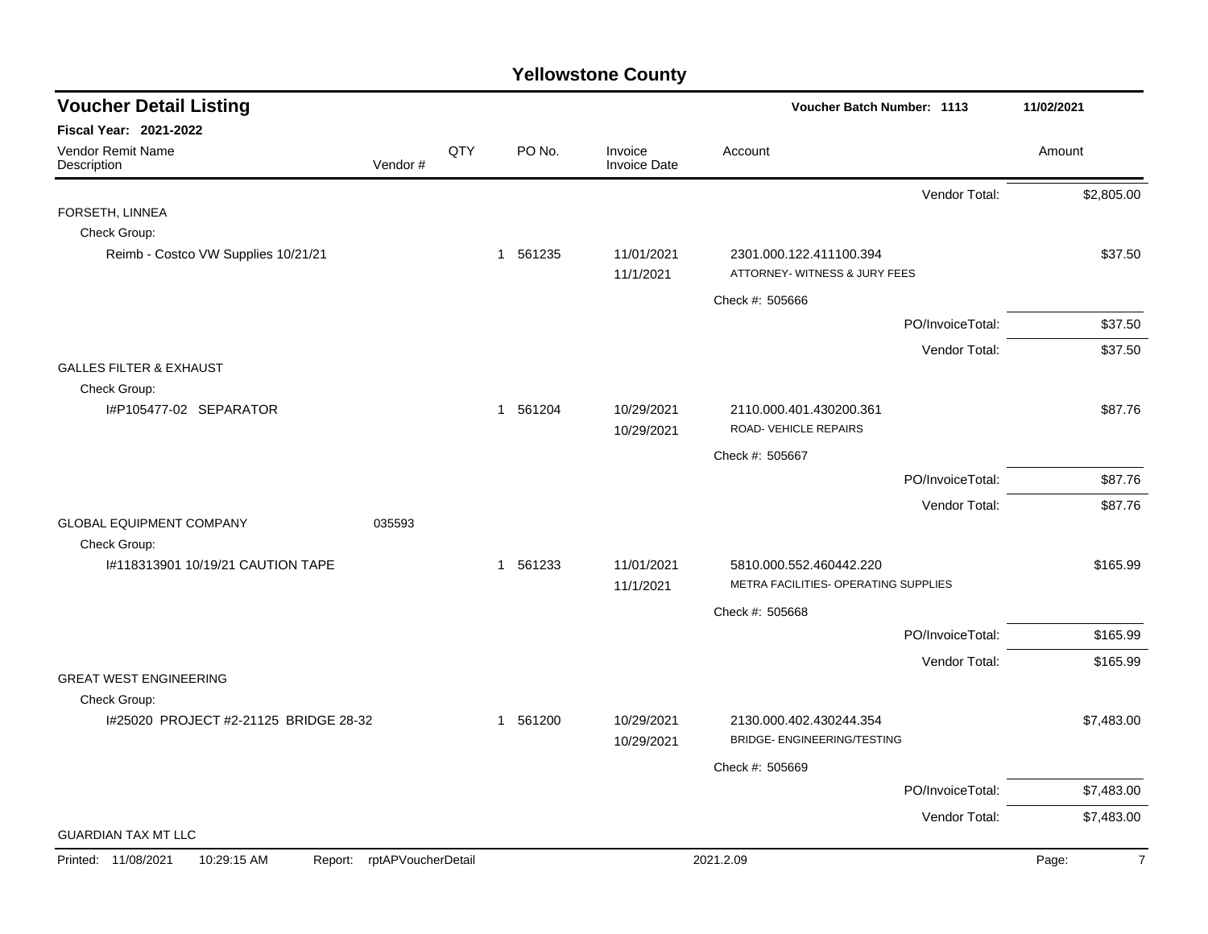# Yellowstone County

## Voucher Detail Listing

**Voucher Batch Number: 1113** — 11/02/2021

**Fiscal Year: 2021-2022**

| Vendor Remit Name / Description | Vendor # | QTY | PO No. | Invoice / Invoice Date | Account | Amount |
|---|---|---|---|---|---|---|
| | | | | | Vendor Total: | $2,805.00 |
| FORSETH, LINNEA | | | | | | |
| Check Group: | | | | | | |
| Reimb - Costco VW Supplies 10/21/21 | | 1 | 561235 | 11/01/2021 / 11/1/2021 | 2301.000.122.411100.394 ATTORNEY- WITNESS & JURY FEES | $37.50 |
| | | | | | Check #: 505666 | |
| | | | | | PO/InvoiceTotal: | $37.50 |
| | | | | | Vendor Total: | $37.50 |
| GALLES FILTER & EXHAUST | | | | | | |
| Check Group: | | | | | | |
| I#P105477-02 SEPARATOR | | 1 | 561204 | 10/29/2021 / 10/29/2021 | 2110.000.401.430200.361 ROAD- VEHICLE REPAIRS | $87.76 |
| | | | | | Check #: 505667 | |
| | | | | | PO/InvoiceTotal: | $87.76 |
| | | | | | Vendor Total: | $87.76 |
| GLOBAL EQUIPMENT COMPANY | 035593 | | | | | |
| Check Group: | | | | | | |
| I#118313901 10/19/21 CAUTION TAPE | | 1 | 561233 | 11/01/2021 / 11/1/2021 | 5810.000.552.460442.220 METRA FACILITIES- OPERATING SUPPLIES | $165.99 |
| | | | | | Check #: 505668 | |
| | | | | | PO/InvoiceTotal: | $165.99 |
| | | | | | Vendor Total: | $165.99 |
| GREAT WEST ENGINEERING | | | | | | |
| Check Group: | | | | | | |
| I#25020 PROJECT #2-21125 BRIDGE 28-32 | | 1 | 561200 | 10/29/2021 / 10/29/2021 | 2130.000.402.430244.354 BRIDGE- ENGINEERING/TESTING | $7,483.00 |
| | | | | | Check #: 505669 | |
| | | | | | PO/InvoiceTotal: | $7,483.00 |
| | | | | | Vendor Total: | $7,483.00 |
| GUARDIAN TAX MT LLC | | | | | | |

Printed: 11/08/2021 10:29:15 AM Report: rptAPVoucherDetail 2021.2.09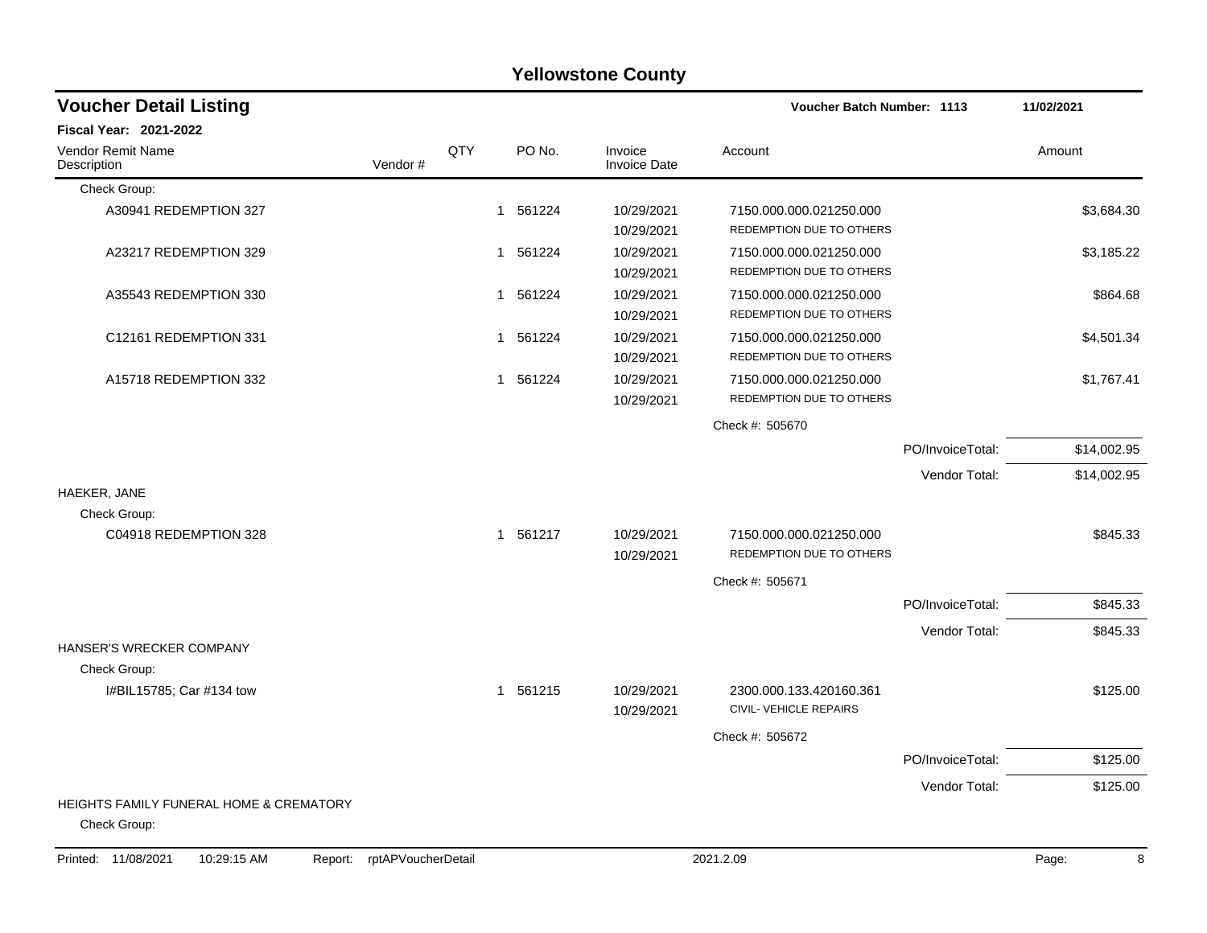# Yellowstone County

## Voucher Detail Listing

**Voucher Batch Number: 1113** — 11/02/2021

**Fiscal Year: 2021-2022**

| Vendor Remit Name / Description | Vendor # | QTY | PO No. | Invoice / Invoice Date | Account | Amount |
|---|---|---|---|---|---|---|
| Check Group: | | | | | | |
| A30941 REDEMPTION 327 | | 1 | 561224 | 10/29/2021<br>10/29/2021 | 7150.000.000.021250.000<br>REDEMPTION DUE TO OTHERS | $3,684.30 |
| A23217 REDEMPTION 329 | | 1 | 561224 | 10/29/2021<br>10/29/2021 | 7150.000.000.021250.000<br>REDEMPTION DUE TO OTHERS | $3,185.22 |
| A35543 REDEMPTION 330 | | 1 | 561224 | 10/29/2021<br>10/29/2021 | 7150.000.000.021250.000<br>REDEMPTION DUE TO OTHERS | $864.68 |
| C12161 REDEMPTION 331 | | 1 | 561224 | 10/29/2021<br>10/29/2021 | 7150.000.000.021250.000<br>REDEMPTION DUE TO OTHERS | $4,501.34 |
| A15718 REDEMPTION 332 | | 1 | 561224 | 10/29/2021<br>10/29/2021 | 7150.000.000.021250.000<br>REDEMPTION DUE TO OTHERS | $1,767.41 |
| | | | | | Check #: 505670 | |
| | | | | | PO/InvoiceTotal: | $14,002.95 |
| | | | | | Vendor Total: | $14,002.95 |
| HAEKER, JANE | | | | | | |
| Check Group: | | | | | | |
| C04918 REDEMPTION 328 | | 1 | 561217 | 10/29/2021<br>10/29/2021 | 7150.000.000.021250.000<br>REDEMPTION DUE TO OTHERS | $845.33 |
| | | | | | Check #: 505671 | |
| | | | | | PO/InvoiceTotal: | $845.33 |
| | | | | | Vendor Total: | $845.33 |
| HANSER'S WRECKER COMPANY | | | | | | |
| Check Group: | | | | | | |
| I#BIL15785; Car #134 tow | | 1 | 561215 | 10/29/2021<br>10/29/2021 | 2300.000.133.420160.361<br>CIVIL- VEHICLE REPAIRS | $125.00 |
| | | | | | Check #: 505672 | |
| | | | | | PO/InvoiceTotal: | $125.00 |
| | | | | | Vendor Total: | $125.00 |
| HEIGHTS FAMILY FUNERAL HOME & CREMATORY | | | | | | |
| Check Group: | | | | | | |

Printed: 11/08/2021 10:29:15 AM Report: rptAPVoucherDetail 2021.2.09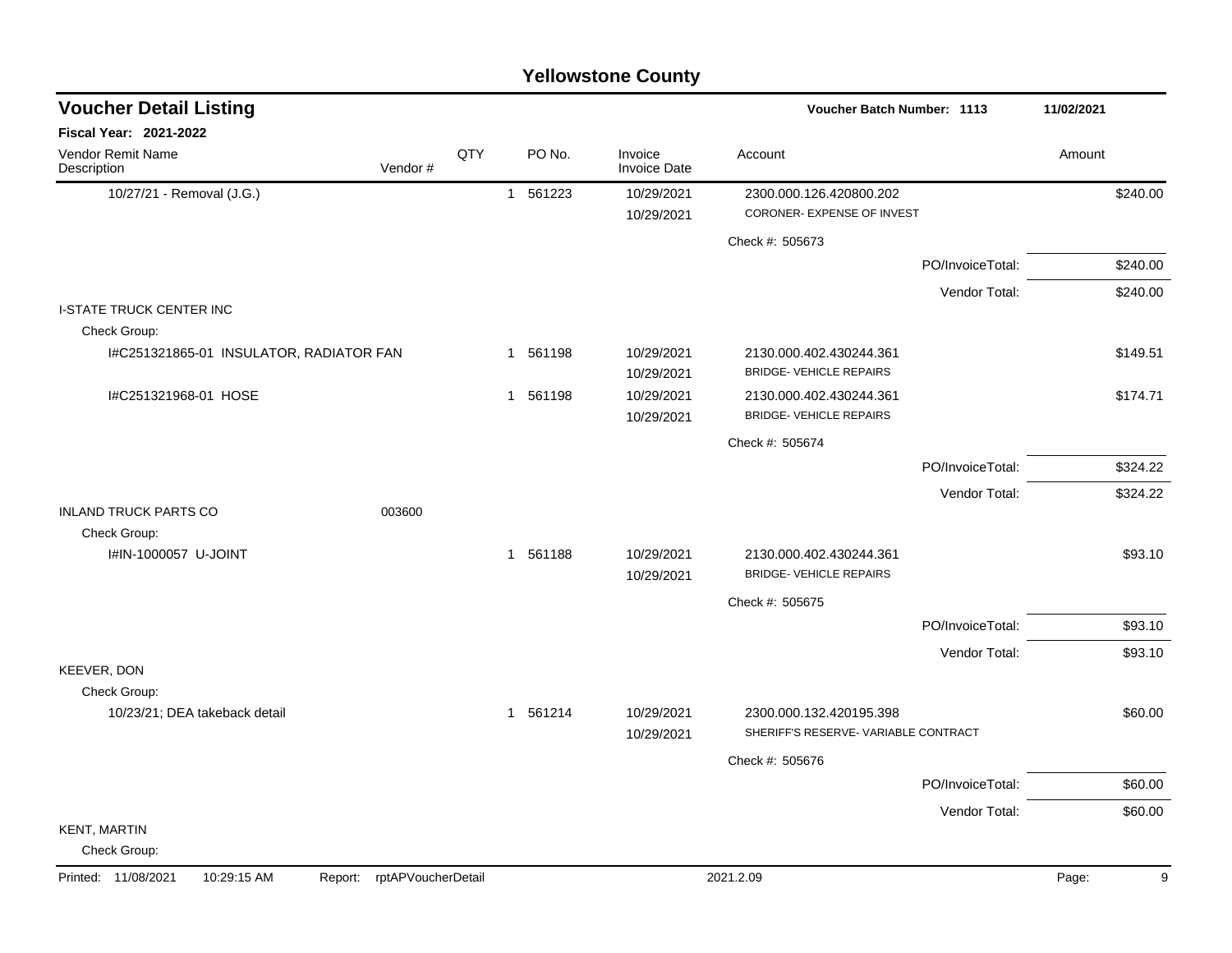# Yellowstone County

## Voucher Detail Listing

**Voucher Batch Number: 1113** — 11/02/2021

**Fiscal Year: 2021-2022**

| Vendor Remit Name / Description | Vendor # | QTY | PO No. | Invoice / Invoice Date | Account | Amount |
|---|---|---|---|---|---|---|
| 10/27/21 - Removal (J.G.) | | 1 | 561223 | 10/29/2021 / 10/29/2021 | 2300.000.126.420800.202 CORONER- EXPENSE OF INVEST | $240.00 |
| | | | | | Check #: 505673 | |
| | | | | | PO/InvoiceTotal: | $240.00 |
| | | | | | Vendor Total: | $240.00 |
| I-STATE TRUCK CENTER INC | | | | | | |
| Check Group: | | | | | | |
| I#C251321865-01 INSULATOR, RADIATOR FAN | | 1 | 561198 | 10/29/2021 / 10/29/2021 | 2130.000.402.430244.361 BRIDGE- VEHICLE REPAIRS | $149.51 |
| I#C251321968-01 HOSE | | 1 | 561198 | 10/29/2021 / 10/29/2021 | 2130.000.402.430244.361 BRIDGE- VEHICLE REPAIRS | $174.71 |
| | | | | | Check #: 505674 | |
| | | | | | PO/InvoiceTotal: | $324.22 |
| | | | | | Vendor Total: | $324.22 |
| INLAND TRUCK PARTS CO | 003600 | | | | | |
| Check Group: | | | | | | |
| I#IN-1000057 U-JOINT | | 1 | 561188 | 10/29/2021 / 10/29/2021 | 2130.000.402.430244.361 BRIDGE- VEHICLE REPAIRS | $93.10 |
| | | | | | Check #: 505675 | |
| | | | | | PO/InvoiceTotal: | $93.10 |
| | | | | | Vendor Total: | $93.10 |
| KEEVER, DON | | | | | | |
| Check Group: | | | | | | |
| 10/23/21; DEA takeback detail | | 1 | 561214 | 10/29/2021 / 10/29/2021 | 2300.000.132.420195.398 SHERIFF'S RESERVE- VARIABLE CONTRACT | $60.00 |
| | | | | | Check #: 505676 | |
| | | | | | PO/InvoiceTotal: | $60.00 |
| | | | | | Vendor Total: | $60.00 |
| KENT, MARTIN | | | | | | |
| Check Group: | | | | | | |

Printed: 11/08/2021 10:29:15 AM Report: rptAPVoucherDetail 2021.2.09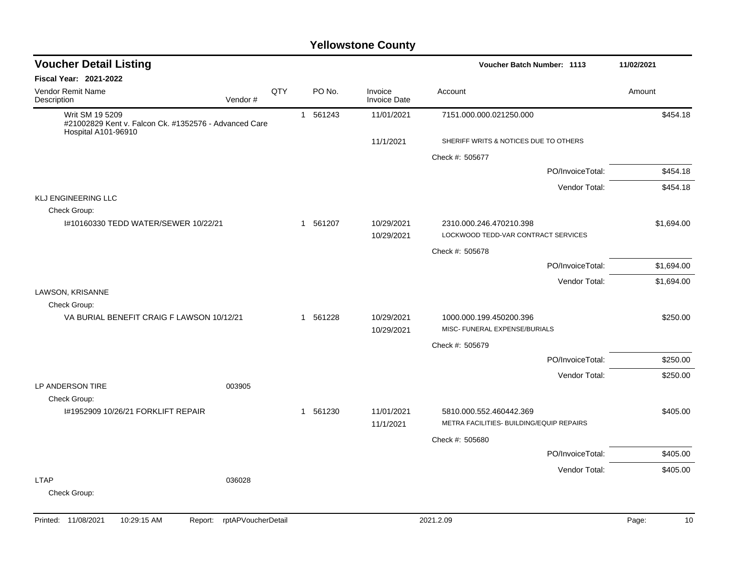# Yellowstone County

## Voucher Detail Listing

**Voucher Batch Number: 1113** — 11/02/2021

**Fiscal Year: 2021-2022**

| Vendor Remit Name / Description | Vendor # | QTY | PO No. | Invoice / Invoice Date | Account | Amount |
|---|---|---|---|---|---|---|
| Writ SM 19 5209 #21002829 Kent v. Falcon Ck. #1352576 - Advanced Care Hospital A101-96910 | | 1 | 561243 | 11/01/2021 | 7151.000.000.021250.000 | $454.18 |
| | | | | 11/1/2021 | SHERIFF WRITS & NOTICES DUE TO OTHERS | |
| | | | | | Check #: 505677 | |
| | | | | | PO/InvoiceTotal: | $454.18 |
| | | | | | Vendor Total: | $454.18 |
| KLJ ENGINEERING LLC | | | | | | |
| Check Group: | | | | | | |
| I#10160330 TEDD WATER/SEWER 10/22/21 | | 1 | 561207 | 10/29/2021 | 2310.000.246.470210.398 | $1,694.00 |
| | | | | 10/29/2021 | LOCKWOOD TEDD-VAR CONTRACT SERVICES | |
| | | | | | Check #: 505678 | |
| | | | | | PO/InvoiceTotal: | $1,694.00 |
| | | | | | Vendor Total: | $1,694.00 |
| LAWSON, KRISANNE | | | | | | |
| Check Group: | | | | | | |
| VA BURIAL BENEFIT CRAIG F LAWSON 10/12/21 | | 1 | 561228 | 10/29/2021 | 1000.000.199.450200.396 | $250.00 |
| | | | | 10/29/2021 | MISC- FUNERAL EXPENSE/BURIALS | |
| | | | | | Check #: 505679 | |
| | | | | | PO/InvoiceTotal: | $250.00 |
| | | | | | Vendor Total: | $250.00 |
| LP ANDERSON TIRE | 003905 | | | | | |
| Check Group: | | | | | | |
| I#1952909 10/26/21 FORKLIFT REPAIR | | 1 | 561230 | 11/01/2021 | 5810.000.552.460442.369 | $405.00 |
| | | | | 11/1/2021 | METRA FACILITIES- BUILDING/EQUIP REPAIRS | |
| | | | | | Check #: 505680 | |
| | | | | | PO/InvoiceTotal: | $405.00 |
| | | | | | Vendor Total: | $405.00 |
| LTAP | 036028 | | | | | |
| Check Group: | | | | | | |

Printed: 11/08/2021 10:29:15 AM Report: rptAPVoucherDetail 2021.2.09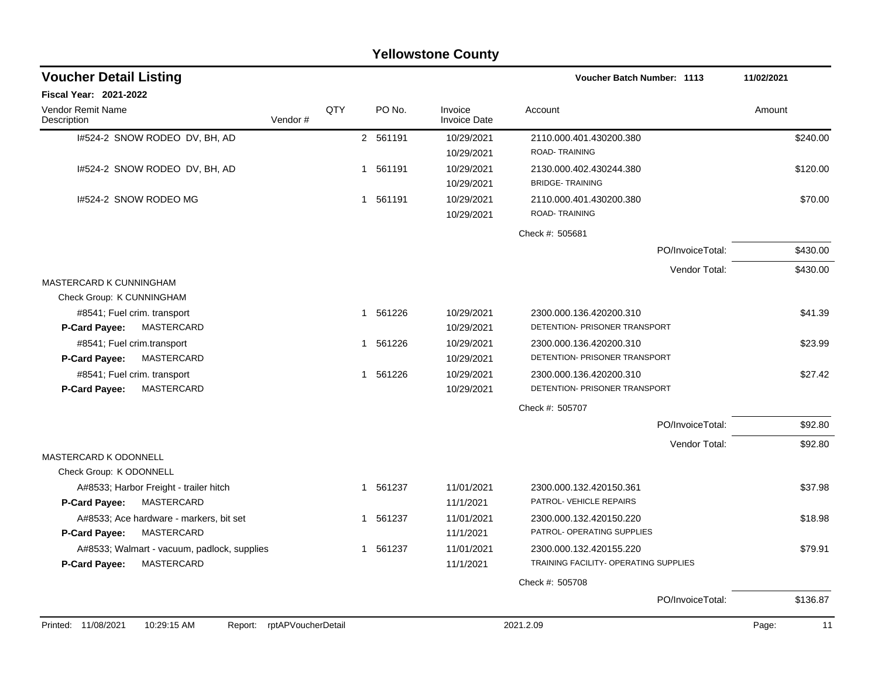# Yellowstone County

## Voucher Detail Listing

**Voucher Batch Number: 1113** 11/02/2021

**Fiscal Year: 2021-2022**

| Vendor Remit Name / Description | Vendor # | QTY | PO No. | Invoice / Invoice Date | Account | Amount |
|---|---|---|---|---|---|---|
| I#524-2 SNOW RODEO DV, BH, AD | | 2 | 561191 | 10/29/2021 / 10/29/2021 | 2110.000.401.430200.380 ROAD- TRAINING | $240.00 |
| I#524-2 SNOW RODEO DV, BH, AD | | 1 | 561191 | 10/29/2021 / 10/29/2021 | 2130.000.402.430244.380 BRIDGE- TRAINING | $120.00 |
| I#524-2 SNOW RODEO MG | | 1 | 561191 | 10/29/2021 / 10/29/2021 | 2110.000.401.430200.380 ROAD- TRAINING | $70.00 |
| | | | | | Check #: 505681 | |
| | | | | | PO/InvoiceTotal: | $430.00 |
| | | | | | Vendor Total: | $430.00 |
| MASTERCARD K CUNNINGHAM | | | | | | |
| Check Group: K CUNNINGHAM | | | | | | |
| #8541; Fuel crim. transport — **P-Card Payee:** MASTERCARD | | 1 | 561226 | 10/29/2021 / 10/29/2021 | 2300.000.136.420200.310 DETENTION- PRISONER TRANSPORT | $41.39 |
| #8541; Fuel crim.transport — **P-Card Payee:** MASTERCARD | | 1 | 561226 | 10/29/2021 / 10/29/2021 | 2300.000.136.420200.310 DETENTION- PRISONER TRANSPORT | $23.99 |
| #8541; Fuel crim. transport — **P-Card Payee:** MASTERCARD | | 1 | 561226 | 10/29/2021 / 10/29/2021 | 2300.000.136.420200.310 DETENTION- PRISONER TRANSPORT | $27.42 |
| | | | | | Check #: 505707 | |
| | | | | | PO/InvoiceTotal: | $92.80 |
| | | | | | Vendor Total: | $92.80 |
| MASTERCARD K ODONNELL | | | | | | |
| Check Group: K ODONNELL | | | | | | |
| A#8533; Harbor Freight - trailer hitch — **P-Card Payee:** MASTERCARD | | 1 | 561237 | 11/01/2021 / 11/1/2021 | 2300.000.132.420150.361 PATROL- VEHICLE REPAIRS | $37.98 |
| A#8533; Ace hardware - markers, bit set — **P-Card Payee:** MASTERCARD | | 1 | 561237 | 11/01/2021 / 11/1/2021 | 2300.000.132.420150.220 PATROL- OPERATING SUPPLIES | $18.98 |
| A#8533; Walmart - vacuum, padlock, supplies — **P-Card Payee:** MASTERCARD | | 1 | 561237 | 11/01/2021 / 11/1/2021 | 2300.000.132.420155.220 TRAINING FACILITY- OPERATING SUPPLIES | $79.91 |
| | | | | | Check #: 505708 | |
| | | | | | PO/InvoiceTotal: | $136.87 |

Printed: 11/08/2021 10:29:15 AM Report: rptAPVoucherDetail 2021.2.09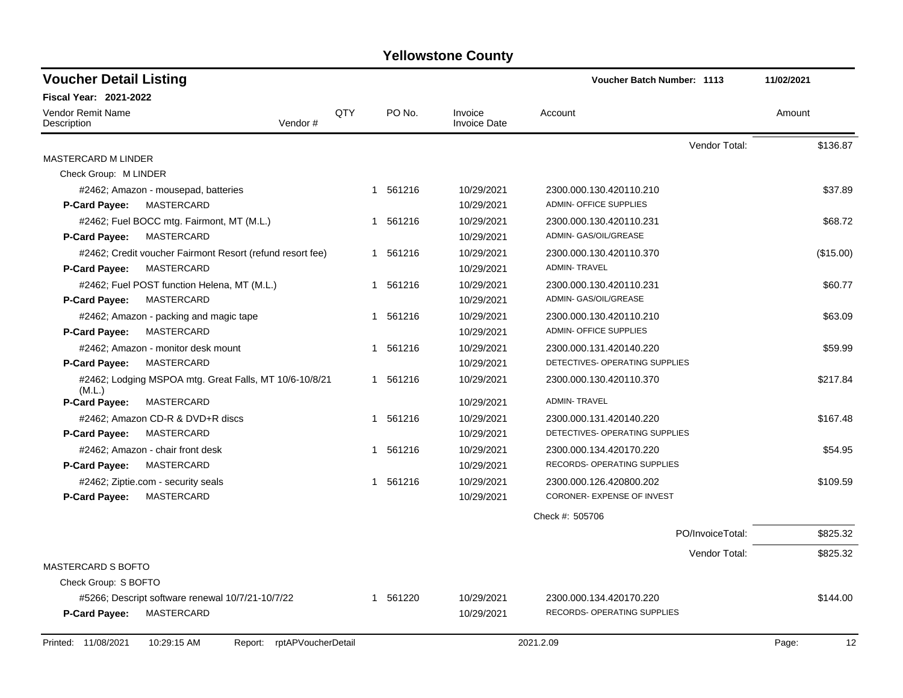# Yellowstone County

## Voucher Detail Listing

**Voucher Batch Number: 1113** 11/02/2021

**Fiscal Year: 2021-2022**

| Vendor Remit Name / Description | Vendor # | QTY | PO No. | Invoice / Invoice Date | Account | Amount |
|---|---|---|---|---|---|---|
| | | | | | Vendor Total: | $136.87 |
| MASTERCARD M LINDER | | | | | | |
| Check Group: M LINDER | | | | | | |
| #2462; Amazon - mousepad, batteries | | 1 | 561216 | 10/29/2021 | 2300.000.130.420110.210 | $37.89 |
| **P-Card Payee:** MASTERCARD | | | | 10/29/2021 | ADMIN- OFFICE SUPPLIES | |
| #2462; Fuel BOCC mtg. Fairmont, MT (M.L.) | | 1 | 561216 | 10/29/2021 | 2300.000.130.420110.231 | $68.72 |
| **P-Card Payee:** MASTERCARD | | | | 10/29/2021 | ADMIN- GAS/OIL/GREASE | |
| #2462; Credit voucher Fairmont Resort (refund resort fee) | | 1 | 561216 | 10/29/2021 | 2300.000.130.420110.370 | ($15.00) |
| **P-Card Payee:** MASTERCARD | | | | 10/29/2021 | ADMIN- TRAVEL | |
| #2462; Fuel POST function Helena, MT (M.L.) | | 1 | 561216 | 10/29/2021 | 2300.000.130.420110.231 | $60.77 |
| **P-Card Payee:** MASTERCARD | | | | 10/29/2021 | ADMIN- GAS/OIL/GREASE | |
| #2462; Amazon - packing and magic tape | | 1 | 561216 | 10/29/2021 | 2300.000.130.420110.210 | $63.09 |
| **P-Card Payee:** MASTERCARD | | | | 10/29/2021 | ADMIN- OFFICE SUPPLIES | |
| #2462; Amazon - monitor desk mount | | 1 | 561216 | 10/29/2021 | 2300.000.131.420140.220 | $59.99 |
| **P-Card Payee:** MASTERCARD | | | | 10/29/2021 | DETECTIVES- OPERATING SUPPLIES | |
| #2462; Lodging MSPOA mtg. Great Falls, MT 10/6-10/8/21 (M.L.) | | 1 | 561216 | 10/29/2021 | 2300.000.130.420110.370 | $217.84 |
| **P-Card Payee:** MASTERCARD | | | | 10/29/2021 | ADMIN- TRAVEL | |
| #2462; Amazon CD-R & DVD+R discs | | 1 | 561216 | 10/29/2021 | 2300.000.131.420140.220 | $167.48 |
| **P-Card Payee:** MASTERCARD | | | | 10/29/2021 | DETECTIVES- OPERATING SUPPLIES | |
| #2462; Amazon - chair front desk | | 1 | 561216 | 10/29/2021 | 2300.000.134.420170.220 | $54.95 |
| **P-Card Payee:** MASTERCARD | | | | 10/29/2021 | RECORDS- OPERATING SUPPLIES | |
| #2462; Ziptie.com - security seals | | 1 | 561216 | 10/29/2021 | 2300.000.126.420800.202 | $109.59 |
| **P-Card Payee:** MASTERCARD | | | | 10/29/2021 | CORONER- EXPENSE OF INVEST | |
| | | | | | Check #: 505706 | |
| | | | | | PO/InvoiceTotal: | $825.32 |
| | | | | | Vendor Total: | $825.32 |
| MASTERCARD S BOFTO | | | | | | |
| Check Group: S BOFTO | | | | | | |
| #5266; Descript software renewal 10/7/21-10/7/22 | | 1 | 561220 | 10/29/2021 | 2300.000.134.420170.220 | $144.00 |
| **P-Card Payee:** MASTERCARD | | | | 10/29/2021 | RECORDS- OPERATING SUPPLIES | |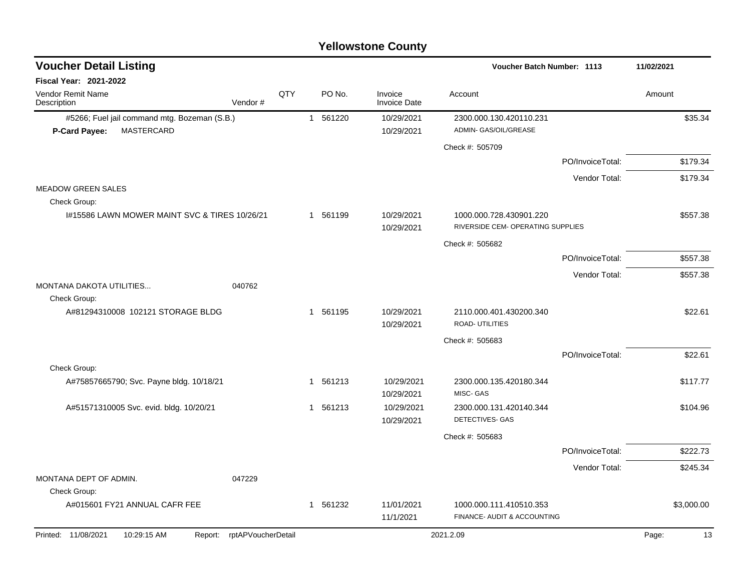# Yellowstone County

## Voucher Detail Listing

**Voucher Batch Number: 1113** 11/02/2021

**Fiscal Year: 2021-2022**

| Vendor Remit Name / Description | Vendor # | QTY | PO No. | Invoice / Invoice Date | Account | Amount |
|---|---|---|---|---|---|---|
| #5266; Fuel jail command mtg. Bozeman (S.B.) | | 1 | 561220 | 10/29/2021 | 2300.000.130.420110.231 | $35.34 |
| **P-Card Payee:** MASTERCARD | | | | 10/29/2021 | ADMIN- GAS/OIL/GREASE | |
| | | | | | Check #: 505709 | |
| | | | | | PO/InvoiceTotal: | $179.34 |
| | | | | | Vendor Total: | $179.34 |
| MEADOW GREEN SALES | | | | | | |
| Check Group: | | | | | | |
| I#15586 LAWN MOWER MAINT SVC & TIRES 10/26/21 | | 1 | 561199 | 10/29/2021 | 1000.000.728.430901.220 | $557.38 |
| | | | | 10/29/2021 | RIVERSIDE CEM- OPERATING SUPPLIES | |
| | | | | | Check #: 505682 | |
| | | | | | PO/InvoiceTotal: | $557.38 |
| | | | | | Vendor Total: | $557.38 |
| MONTANA DAKOTA UTILITIES... | 040762 | | | | | |
| Check Group: | | | | | | |
| A#81294310008 102121 STORAGE BLDG | | 1 | 561195 | 10/29/2021 | 2110.000.401.430200.340 | $22.61 |
| | | | | 10/29/2021 | ROAD- UTILITIES | |
| | | | | | Check #: 505683 | |
| | | | | | PO/InvoiceTotal: | $22.61 |
| Check Group: | | | | | | |
| A#75857665790; Svc. Payne bldg. 10/18/21 | | 1 | 561213 | 10/29/2021 | 2300.000.135.420180.344 | $117.77 |
| | | | | 10/29/2021 | MISC- GAS | |
| A#51571310005 Svc. evid. bldg. 10/20/21 | | 1 | 561213 | 10/29/2021 | 2300.000.131.420140.344 | $104.96 |
| | | | | 10/29/2021 | DETECTIVES- GAS | |
| | | | | | Check #: 505683 | |
| | | | | | PO/InvoiceTotal: | $222.73 |
| | | | | | Vendor Total: | $245.34 |
| MONTANA DEPT OF ADMIN. | 047229 | | | | | |
| Check Group: | | | | | | |
| A#015601 FY21 ANNUAL CAFR FEE | | 1 | 561232 | 11/01/2021 | 1000.000.111.410510.353 | $3,000.00 |
| | | | | 11/1/2021 | FINANCE- AUDIT & ACCOUNTING | |

Printed: 11/08/2021 10:29:15 AM Report: rptAPVoucherDetail 2021.2.09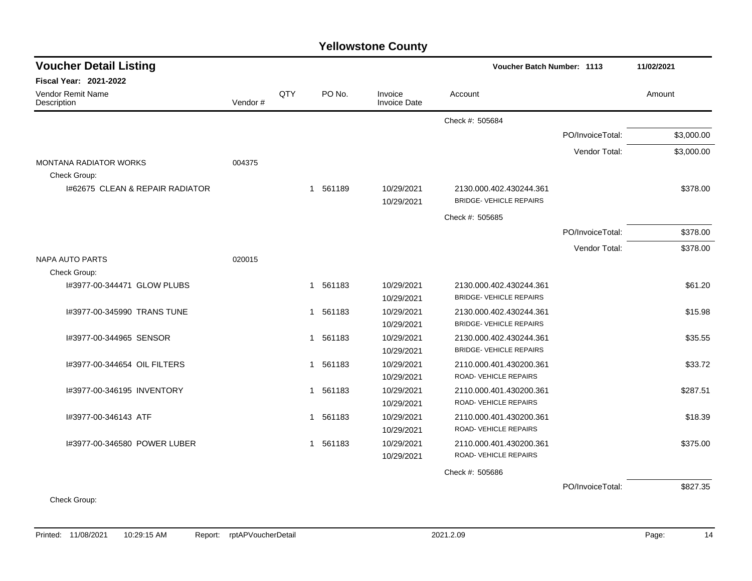# Yellowstone County

## Voucher Detail Listing

**Voucher Batch Number: 1113** 11/02/2021

**Fiscal Year: 2021-2022**

| Vendor Remit Name / Description | Vendor # | QTY | PO No. | Invoice / Invoice Date | Account | | Amount |
|---|---|---|---|---|---|---|---|
| | | | | | Check #: 505684 | | |
| | | | | | | PO/InvoiceTotal: | $3,000.00 |
| | | | | | | Vendor Total: | $3,000.00 |
| MONTANA RADIATOR WORKS | 004375 | | | | | | |
| Check Group: | | | | | | | |
| I#62675 CLEAN & REPAIR RADIATOR | | 1 | 561189 | 10/29/2021 10/29/2021 | 2130.000.402.430244.361 BRIDGE- VEHICLE REPAIRS | | $378.00 |
| | | | | | Check #: 505685 | | |
| | | | | | | PO/InvoiceTotal: | $378.00 |
| | | | | | | Vendor Total: | $378.00 |
| NAPA AUTO PARTS | 020015 | | | | | | |
| Check Group: | | | | | | | |
| I#3977-00-344471 GLOW PLUBS | | 1 | 561183 | 10/29/2021 10/29/2021 | 2130.000.402.430244.361 BRIDGE- VEHICLE REPAIRS | | $61.20 |
| I#3977-00-345990 TRANS TUNE | | 1 | 561183 | 10/29/2021 10/29/2021 | 2130.000.402.430244.361 BRIDGE- VEHICLE REPAIRS | | $15.98 |
| I#3977-00-344965 SENSOR | | 1 | 561183 | 10/29/2021 10/29/2021 | 2130.000.402.430244.361 BRIDGE- VEHICLE REPAIRS | | $35.55 |
| I#3977-00-344654 OIL FILTERS | | 1 | 561183 | 10/29/2021 10/29/2021 | 2110.000.401.430200.361 ROAD- VEHICLE REPAIRS | | $33.72 |
| I#3977-00-346195 INVENTORY | | 1 | 561183 | 10/29/2021 10/29/2021 | 2110.000.401.430200.361 ROAD- VEHICLE REPAIRS | | $287.51 |
| I#3977-00-346143 ATF | | 1 | 561183 | 10/29/2021 10/29/2021 | 2110.000.401.430200.361 ROAD- VEHICLE REPAIRS | | $18.39 |
| I#3977-00-346580 POWER LUBER | | 1 | 561183 | 10/29/2021 10/29/2021 | 2110.000.401.430200.361 ROAD- VEHICLE REPAIRS | | $375.00 |
| | | | | | Check #: 505686 | | |
| | | | | | | PO/InvoiceTotal: | $827.35 |
| Check Group: | | | | | | | |

Printed: 11/08/2021 10:29:15 AM Report: rptAPVoucherDetail 2021.2.09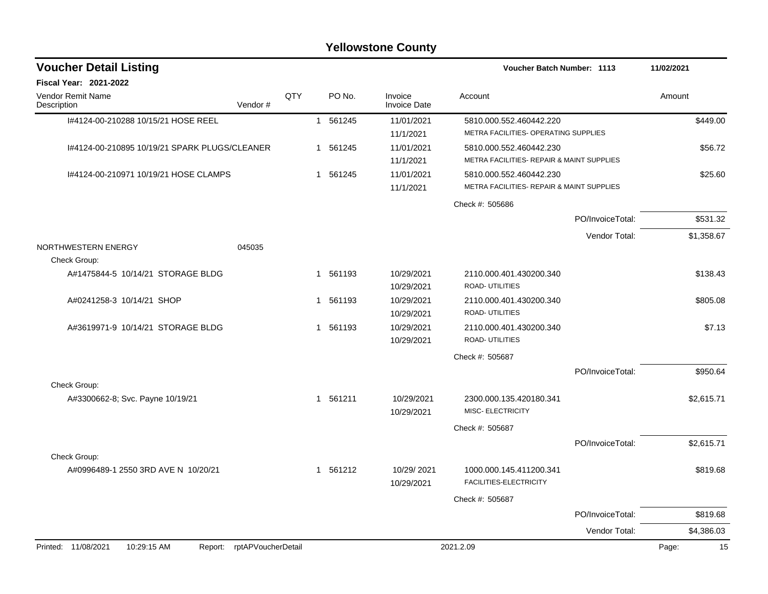# Yellowstone County

## Voucher Detail Listing

**Voucher Batch Number: 1113** | **11/02/2021**

**Fiscal Year: 2021-2022**

| Vendor Remit Name / Description | Vendor # | QTY | PO No. | Invoice / Invoice Date | Account | Amount |
|---|---|---|---|---|---|---|
| I#4124-00-210288 10/15/21 HOSE REEL | | 1 | 561245 | 11/01/2021 / 11/1/2021 | 5810.000.552.460442.220 METRA FACILITIES- OPERATING SUPPLIES | $449.00 |
| I#4124-00-210895 10/19/21 SPARK PLUGS/CLEANER | | 1 | 561245 | 11/01/2021 / 11/1/2021 | 5810.000.552.460442.230 METRA FACILITIES- REPAIR & MAINT SUPPLIES | $56.72 |
| I#4124-00-210971 10/19/21 HOSE CLAMPS | | 1 | 561245 | 11/01/2021 / 11/1/2021 | 5810.000.552.460442.230 METRA FACILITIES- REPAIR & MAINT SUPPLIES | $25.60 |
| | | | | | Check #: 505686 | |
| | | | | | PO/InvoiceTotal: | $531.32 |
| | | | | | Vendor Total: | $1,358.67 |
| NORTHWESTERN ENERGY | 045035 | | | | | |
| Check Group: | | | | | | |
| A#1475844-5 10/14/21 STORAGE BLDG | | 1 | 561193 | 10/29/2021 / 10/29/2021 | 2110.000.401.430200.340 ROAD- UTILITIES | $138.43 |
| A#0241258-3 10/14/21 SHOP | | 1 | 561193 | 10/29/2021 / 10/29/2021 | 2110.000.401.430200.340 ROAD- UTILITIES | $805.08 |
| A#3619971-9 10/14/21 STORAGE BLDG | | 1 | 561193 | 10/29/2021 / 10/29/2021 | 2110.000.401.430200.340 ROAD- UTILITIES | $7.13 |
| | | | | | Check #: 505687 | |
| | | | | | PO/InvoiceTotal: | $950.64 |
| Check Group: | | | | | | |
| A#3300662-8; Svc. Payne 10/19/21 | | 1 | 561211 | 10/29/2021 / 10/29/2021 | 2300.000.135.420180.341 MISC- ELECTRICITY | $2,615.71 |
| | | | | | Check #: 505687 | |
| | | | | | PO/InvoiceTotal: | $2,615.71 |
| Check Group: | | | | | | |
| A#0996489-1 2550 3RD AVE N 10/20/21 | | 1 | 561212 | 10/29/ 2021 / 10/29/2021 | 1000.000.145.411200.341 FACILITIES-ELECTRICITY | $819.68 |
| | | | | | Check #: 505687 | |
| | | | | | PO/InvoiceTotal: | $819.68 |
| | | | | | Vendor Total: | $4,386.03 |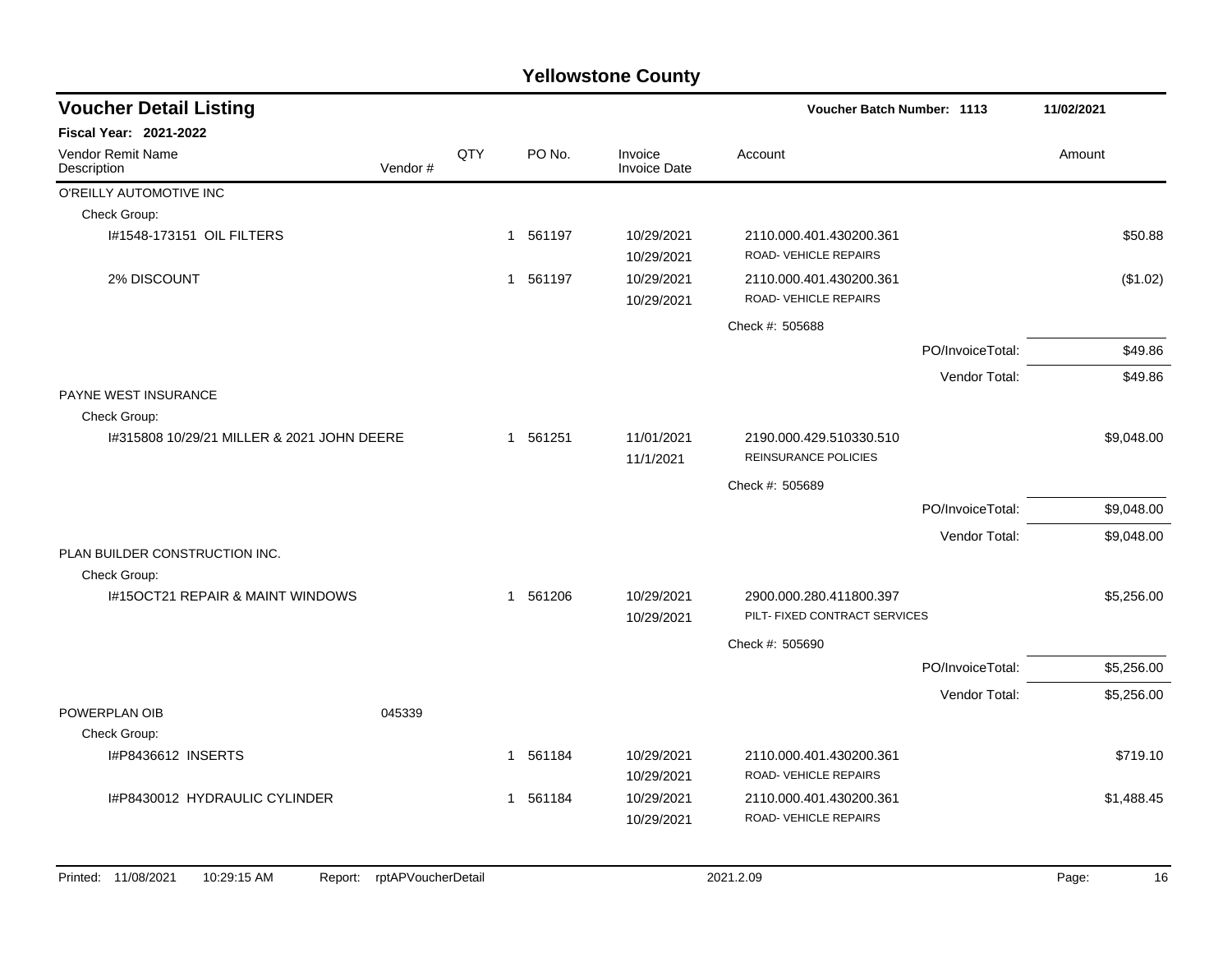# Yellowstone County

## Voucher Detail Listing

Voucher Batch Number: 1113 — 11/02/2021

**Fiscal Year: 2021-2022**

| Vendor Remit Name / Description | Vendor # | QTY | PO No. | Invoice / Invoice Date | Account | Amount |
|---|---|---|---|---|---|---|
| O'REILLY AUTOMOTIVE INC | | | | | | |
| Check Group: | | | | | | |
| I#1548-173151 OIL FILTERS | | 1 | 561197 | 10/29/2021<br>10/29/2021 | 2110.000.401.430200.361<br>ROAD- VEHICLE REPAIRS | $50.88 |
| 2% DISCOUNT | | 1 | 561197 | 10/29/2021<br>10/29/2021 | 2110.000.401.430200.361<br>ROAD- VEHICLE REPAIRS | ($1.02) |
| | | | | | Check #: 505688 | |
| | | | | | PO/InvoiceTotal: | $49.86 |
| | | | | | Vendor Total: | $49.86 |
| PAYNE WEST INSURANCE | | | | | | |
| Check Group: | | | | | | |
| I#315808 10/29/21 MILLER & 2021 JOHN DEERE | | 1 | 561251 | 11/01/2021<br>11/1/2021 | 2190.000.429.510330.510<br>REINSURANCE POLICIES | $9,048.00 |
| | | | | | Check #: 505689 | |
| | | | | | PO/InvoiceTotal: | $9,048.00 |
| | | | | | Vendor Total: | $9,048.00 |
| PLAN BUILDER CONSTRUCTION INC. | | | | | | |
| Check Group: | | | | | | |
| I#15OCT21 REPAIR & MAINT WINDOWS | | 1 | 561206 | 10/29/2021<br>10/29/2021 | 2900.000.280.411800.397<br>PILT- FIXED CONTRACT SERVICES | $5,256.00 |
| | | | | | Check #: 505690 | |
| | | | | | PO/InvoiceTotal: | $5,256.00 |
| | | | | | Vendor Total: | $5,256.00 |
| POWERPLAN OIB | 045339 | | | | | |
| Check Group: | | | | | | |
| I#P8436612 INSERTS | | 1 | 561184 | 10/29/2021<br>10/29/2021 | 2110.000.401.430200.361<br>ROAD- VEHICLE REPAIRS | $719.10 |
| I#P8430012 HYDRAULIC CYLINDER | | 1 | 561184 | 10/29/2021<br>10/29/2021 | 2110.000.401.430200.361<br>ROAD- VEHICLE REPAIRS | $1,488.45 |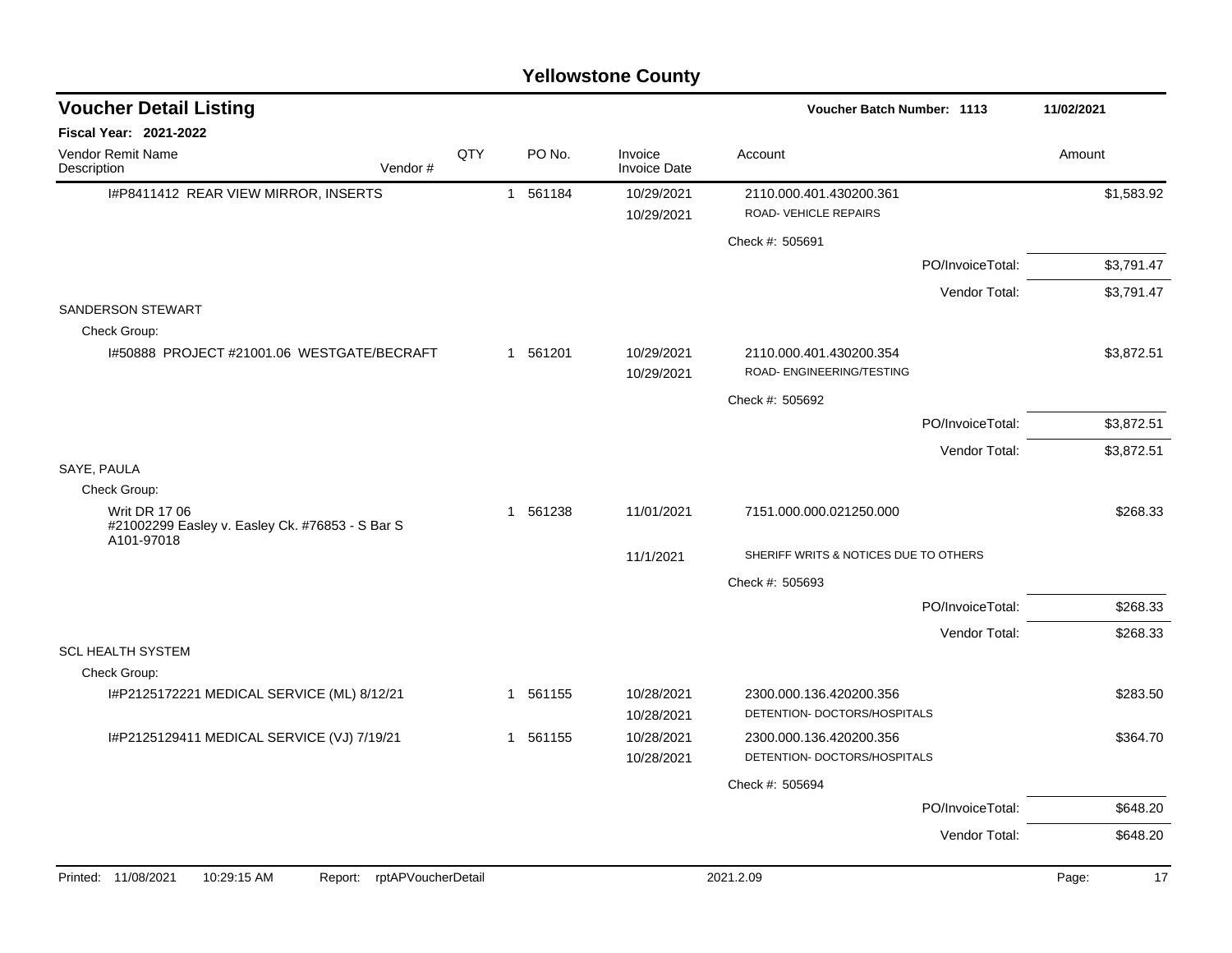# Yellowstone County

## Voucher Detail Listing

**Voucher Batch Number: 1113** — 11/02/2021

**Fiscal Year: 2021-2022**

| Vendor Remit Name / Description | Vendor # | QTY | PO No. | Invoice / Invoice Date | Account | Amount |
|---|---|---|---|---|---|---|
| I#P8411412 REAR VIEW MIRROR, INSERTS | | 1 | 561184 | 10/29/2021 / 10/29/2021 | 2110.000.401.430200.361 ROAD- VEHICLE REPAIRS | $1,583.92 |
| | | | | | Check #: 505691 | |
| | | | | | PO/InvoiceTotal: | $3,791.47 |
| | | | | | Vendor Total: | $3,791.47 |
| SANDERSON STEWART | | | | | | |
| Check Group: | | | | | | |
| I#50888 PROJECT #21001.06 WESTGATE/BECRAFT | | 1 | 561201 | 10/29/2021 / 10/29/2021 | 2110.000.401.430200.354 ROAD- ENGINEERING/TESTING | $3,872.51 |
| | | | | | Check #: 505692 | |
| | | | | | PO/InvoiceTotal: | $3,872.51 |
| | | | | | Vendor Total: | $3,872.51 |
| SAYE, PAULA | | | | | | |
| Check Group: | | | | | | |
| Writ DR 17 06 #21002299 Easley v. Easley Ck. #76853 - S Bar S A101-97018 | | 1 | 561238 | 11/01/2021 / 11/1/2021 | 7151.000.000.021250.000 SHERIFF WRITS & NOTICES DUE TO OTHERS | $268.33 |
| | | | | | Check #: 505693 | |
| | | | | | PO/InvoiceTotal: | $268.33 |
| | | | | | Vendor Total: | $268.33 |
| SCL HEALTH SYSTEM | | | | | | |
| Check Group: | | | | | | |
| I#P2125172221 MEDICAL SERVICE (ML) 8/12/21 | | 1 | 561155 | 10/28/2021 / 10/28/2021 | 2300.000.136.420200.356 DETENTION- DOCTORS/HOSPITALS | $283.50 |
| I#P2125129411 MEDICAL SERVICE (VJ) 7/19/21 | | 1 | 561155 | 10/28/2021 / 10/28/2021 | 2300.000.136.420200.356 DETENTION- DOCTORS/HOSPITALS | $364.70 |
| | | | | | Check #: 505694 | |
| | | | | | PO/InvoiceTotal: | $648.20 |
| | | | | | Vendor Total: | $648.20 |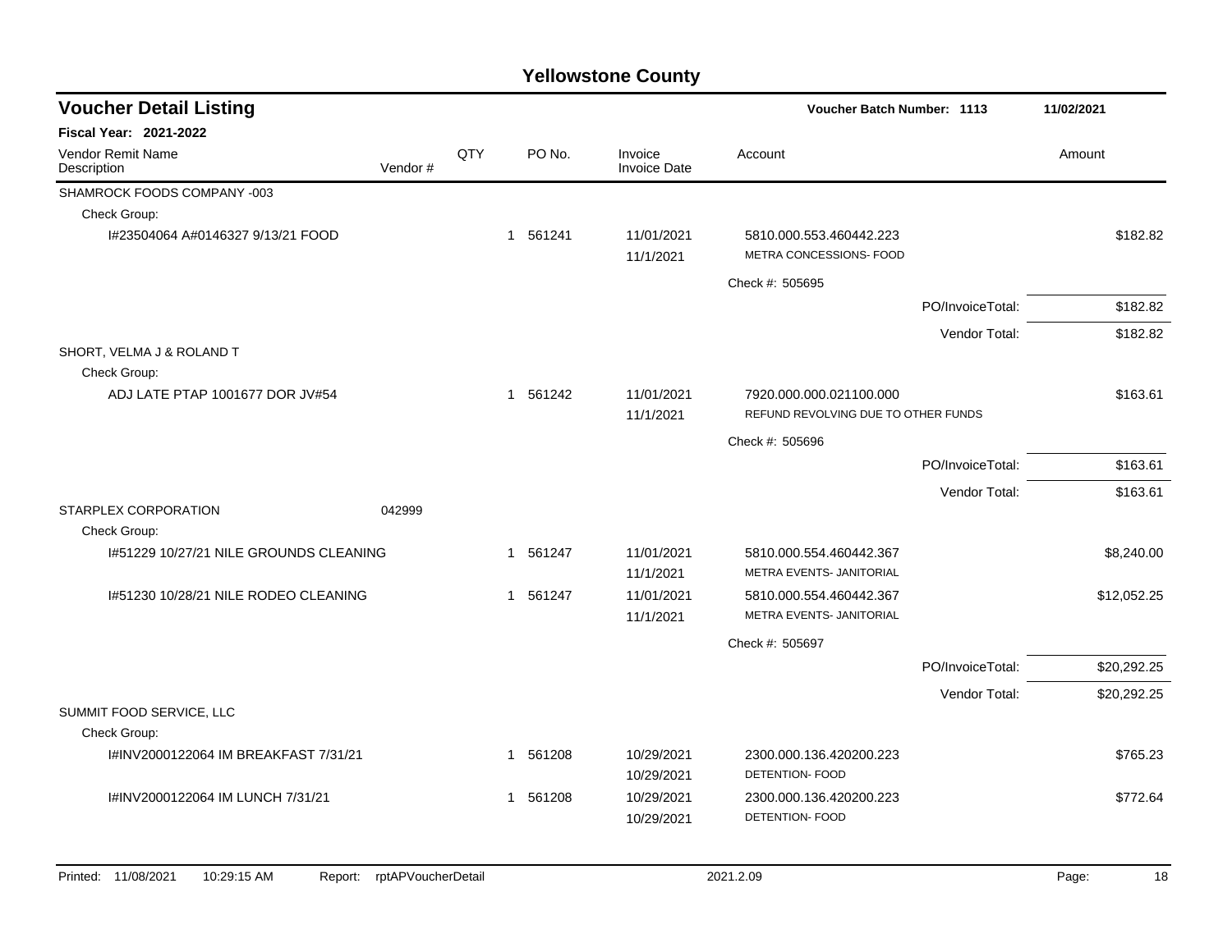# Yellowstone County

## Voucher Detail Listing

Voucher Batch Number: 1113 — 11/02/2021

**Fiscal Year: 2021-2022**

| Vendor Remit Name / Description | Vendor # | QTY | PO No. | Invoice / Invoice Date | Account | Amount |
|---|---|---|---|---|---|---|
| SHAMROCK FOODS COMPANY -003 | | | | | | |
| Check Group: | | | | | | |
| I#23504064 A#0146327 9/13/21 FOOD | | 1 | 561241 | 11/01/2021 11/1/2021 | 5810.000.553.460442.223 METRA CONCESSIONS- FOOD | $182.82 |
| | | | | | Check #: 505695 | |
| | | | | | PO/InvoiceTotal: | $182.82 |
| | | | | | Vendor Total: | $182.82 |
| SHORT, VELMA J & ROLAND T | | | | | | |
| Check Group: | | | | | | |
| ADJ LATE PTAP 1001677 DOR JV#54 | | 1 | 561242 | 11/01/2021 11/1/2021 | 7920.000.000.021100.000 REFUND REVOLVING DUE TO OTHER FUNDS | $163.61 |
| | | | | | Check #: 505696 | |
| | | | | | PO/InvoiceTotal: | $163.61 |
| | | | | | Vendor Total: | $163.61 |
| STARPLEX CORPORATION | 042999 | | | | | |
| Check Group: | | | | | | |
| I#51229 10/27/21 NILE GROUNDS CLEANING | | 1 | 561247 | 11/01/2021 11/1/2021 | 5810.000.554.460442.367 METRA EVENTS- JANITORIAL | $8,240.00 |
| I#51230 10/28/21 NILE RODEO CLEANING | | 1 | 561247 | 11/01/2021 11/1/2021 | 5810.000.554.460442.367 METRA EVENTS- JANITORIAL | $12,052.25 |
| | | | | | Check #: 505697 | |
| | | | | | PO/InvoiceTotal: | $20,292.25 |
| | | | | | Vendor Total: | $20,292.25 |
| SUMMIT FOOD SERVICE, LLC | | | | | | |
| Check Group: | | | | | | |
| I#INV2000122064 IM BREAKFAST 7/31/21 | | 1 | 561208 | 10/29/2021 10/29/2021 | 2300.000.136.420200.223 DETENTION- FOOD | $765.23 |
| I#INV2000122064 IM LUNCH 7/31/21 | | 1 | 561208 | 10/29/2021 10/29/2021 | 2300.000.136.420200.223 DETENTION- FOOD | $772.64 |

Printed: 11/08/2021 10:29:15 AM Report: rptAPVoucherDetail 2021.2.09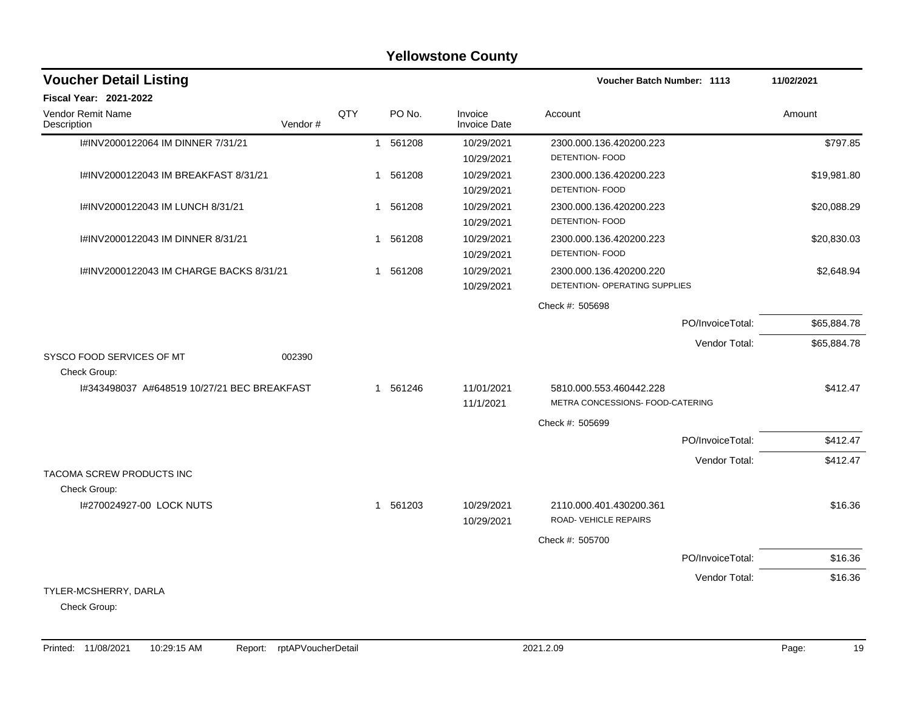# Yellowstone County

## Voucher Detail Listing

**Voucher Batch Number: 1113** — **11/02/2021**

**Fiscal Year: 2021-2022**

| Vendor Remit Name / Description | Vendor # | QTY | PO No. | Invoice / Invoice Date | Account | Amount |
|---|---|---|---|---|---|---|
| I#INV2000122064 IM DINNER 7/31/21 | | 1 | 561208 | 10/29/2021<br>10/29/2021 | 2300.000.136.420200.223<br>DETENTION- FOOD | $797.85 |
| I#INV2000122043 IM BREAKFAST 8/31/21 | | 1 | 561208 | 10/29/2021<br>10/29/2021 | 2300.000.136.420200.223<br>DETENTION- FOOD | $19,981.80 |
| I#INV2000122043 IM LUNCH 8/31/21 | | 1 | 561208 | 10/29/2021<br>10/29/2021 | 2300.000.136.420200.223<br>DETENTION- FOOD | $20,088.29 |
| I#INV2000122043 IM DINNER 8/31/21 | | 1 | 561208 | 10/29/2021<br>10/29/2021 | 2300.000.136.420200.223<br>DETENTION- FOOD | $20,830.03 |
| I#INV2000122043 IM CHARGE BACKS 8/31/21 | | 1 | 561208 | 10/29/2021<br>10/29/2021 | 2300.000.136.420200.220<br>DETENTION- OPERATING SUPPLIES | $2,648.94 |
| | | | | | Check #: 505698 | |
| | | | | | PO/InvoiceTotal: | $65,884.78 |
| | | | | | Vendor Total: | $65,884.78 |
| SYSCO FOOD SERVICES OF MT | 002390 | | | | | |
| Check Group: | | | | | | |
| I#343498037 A#648519 10/27/21 BEC BREAKFAST | | 1 | 561246 | 11/01/2021<br>11/1/2021 | 5810.000.553.460442.228<br>METRA CONCESSIONS- FOOD-CATERING | $412.47 |
| | | | | | Check #: 505699 | |
| | | | | | PO/InvoiceTotal: | $412.47 |
| | | | | | Vendor Total: | $412.47 |
| TACOMA SCREW PRODUCTS INC | | | | | | |
| Check Group: | | | | | | |
| I#270024927-00 LOCK NUTS | | 1 | 561203 | 10/29/2021<br>10/29/2021 | 2110.000.401.430200.361<br>ROAD- VEHICLE REPAIRS | $16.36 |
| | | | | | Check #: 505700 | |
| | | | | | PO/InvoiceTotal: | $16.36 |
| | | | | | Vendor Total: | $16.36 |
| TYLER-MCSHERRY, DARLA | | | | | | |
| Check Group: | | | | | | |

Printed: 11/08/2021 10:29:15 AM Report: rptAPVoucherDetail 2021.2.09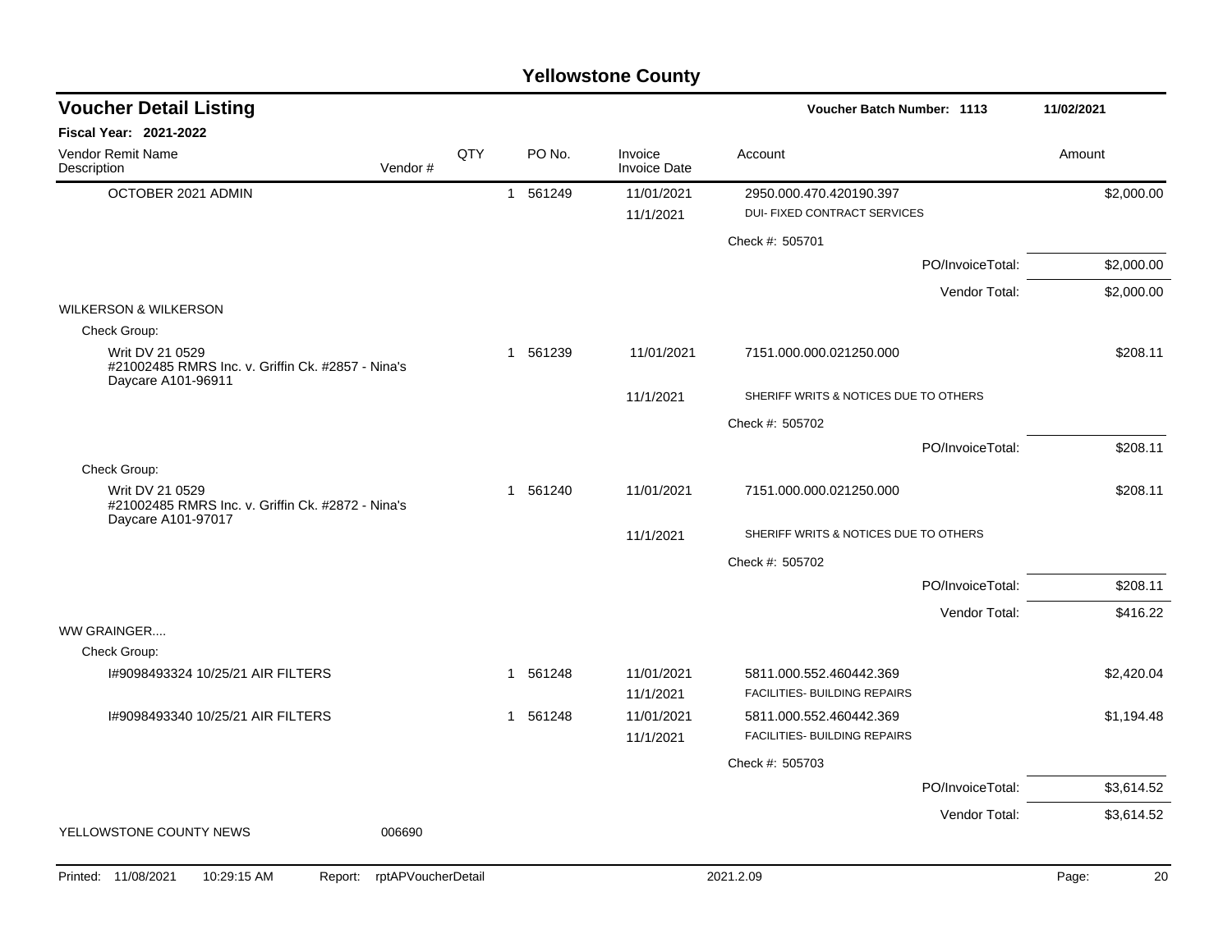# Yellowstone County

## Voucher Detail Listing

**Voucher Batch Number: 1113** — 11/02/2021

**Fiscal Year: 2021-2022**

| Vendor Remit Name / Description | Vendor # | QTY | PO No. | Invoice / Invoice Date | Account | Amount |
|---|---|---|---|---|---|---|
| OCTOBER 2021 ADMIN | | 1 | 561249 | 11/01/2021 | 2950.000.470.420190.397 | $2,000.00 |
| | | | | 11/1/2021 | DUI- FIXED CONTRACT SERVICES | |
| | | | | | Check #: 505701 | |
| | | | | | PO/InvoiceTotal: | $2,000.00 |
| | | | | | Vendor Total: | $2,000.00 |
| WILKERSON & WILKERSON | | | | | | |
| Check Group: | | | | | | |
| Writ DV 21 0529 #21002485 RMRS Inc. v. Griffin Ck. #2857 - Nina's Daycare A101-96911 | | 1 | 561239 | 11/01/2021 | 7151.000.000.021250.000 | $208.11 |
| | | | | 11/1/2021 | SHERIFF WRITS & NOTICES DUE TO OTHERS | |
| | | | | | Check #: 505702 | |
| | | | | | PO/InvoiceTotal: | $208.11 |
| Check Group: | | | | | | |
| Writ DV 21 0529 #21002485 RMRS Inc. v. Griffin Ck. #2872 - Nina's Daycare A101-97017 | | 1 | 561240 | 11/01/2021 | 7151.000.000.021250.000 | $208.11 |
| | | | | 11/1/2021 | SHERIFF WRITS & NOTICES DUE TO OTHERS | |
| | | | | | Check #: 505702 | |
| | | | | | PO/InvoiceTotal: | $208.11 |
| | | | | | Vendor Total: | $416.22 |
| WW GRAINGER.... | | | | | | |
| Check Group: | | | | | | |
| I#9098493324 10/25/21 AIR FILTERS | | 1 | 561248 | 11/01/2021 | 5811.000.552.460442.369 | $2,420.04 |
| | | | | 11/1/2021 | FACILITIES- BUILDING REPAIRS | |
| I#9098493340 10/25/21 AIR FILTERS | | 1 | 561248 | 11/01/2021 | 5811.000.552.460442.369 | $1,194.48 |
| | | | | 11/1/2021 | FACILITIES- BUILDING REPAIRS | |
| | | | | | Check #: 505703 | |
| | | | | | PO/InvoiceTotal: | $3,614.52 |
| | | | | | Vendor Total: | $3,614.52 |
| YELLOWSTONE COUNTY NEWS | 006690 | | | | | |

Printed: 11/08/2021 10:29:15 AM Report: rptAPVoucherDetail 2021.2.09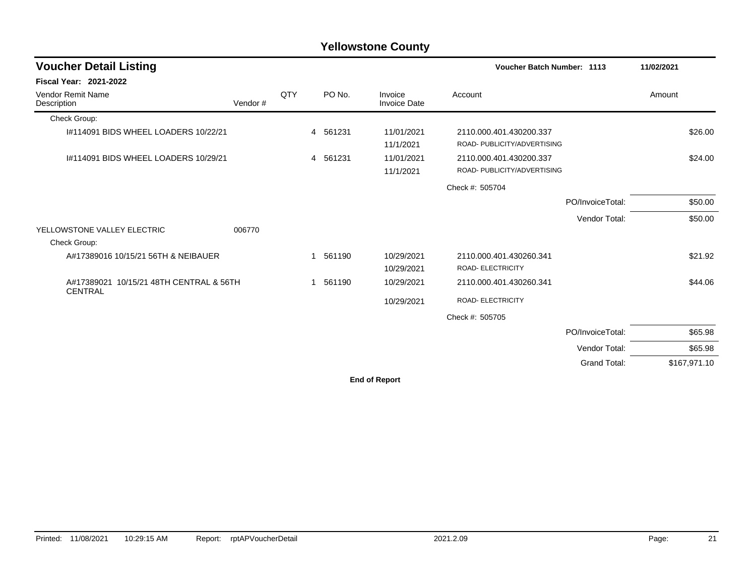# Yellowstone County

## Voucher Detail Listing

**Voucher Batch Number: 1113** **11/02/2021**

**Fiscal Year: 2021-2022**

| Vendor Remit Name / Description | Vendor # | QTY | PO No. | Invoice / Invoice Date | Account | Amount |
|---|---|---|---|---|---|---|
| Check Group: | | | | | | |
| I#114091 BIDS WHEEL LOADERS 10/22/21 | | 4 | 561231 | 11/01/2021 | 2110.000.401.430200.337 | $26.00 |
| | | | | 11/1/2021 | ROAD- PUBLICITY/ADVERTISING | |
| I#114091 BIDS WHEEL LOADERS 10/29/21 | | 4 | 561231 | 11/01/2021 | 2110.000.401.430200.337 | $24.00 |
| | | | | 11/1/2021 | ROAD- PUBLICITY/ADVERTISING | |
| | | | | | Check #: 505704 | |
| | | | | | PO/InvoiceTotal: | $50.00 |
| | | | | | Vendor Total: | $50.00 |
| YELLOWSTONE VALLEY ELECTRIC | 006770 | | | | | |
| Check Group: | | | | | | |
| A#17389016 10/15/21 56TH & NEIBAUER | | 1 | 561190 | 10/29/2021 | 2110.000.401.430260.341 | $21.92 |
| | | | | 10/29/2021 | ROAD- ELECTRICITY | |
| A#17389021 10/15/21 48TH CENTRAL & 56TH CENTRAL | | 1 | 561190 | 10/29/2021 | 2110.000.401.430260.341 | $44.06 |
| | | | | 10/29/2021 | ROAD- ELECTRICITY | |
| | | | | | Check #: 505705 | |
| | | | | | PO/InvoiceTotal: | $65.98 |
| | | | | | Vendor Total: | $65.98 |
| | | | | | Grand Total: | $167,971.10 |

**End of Report**